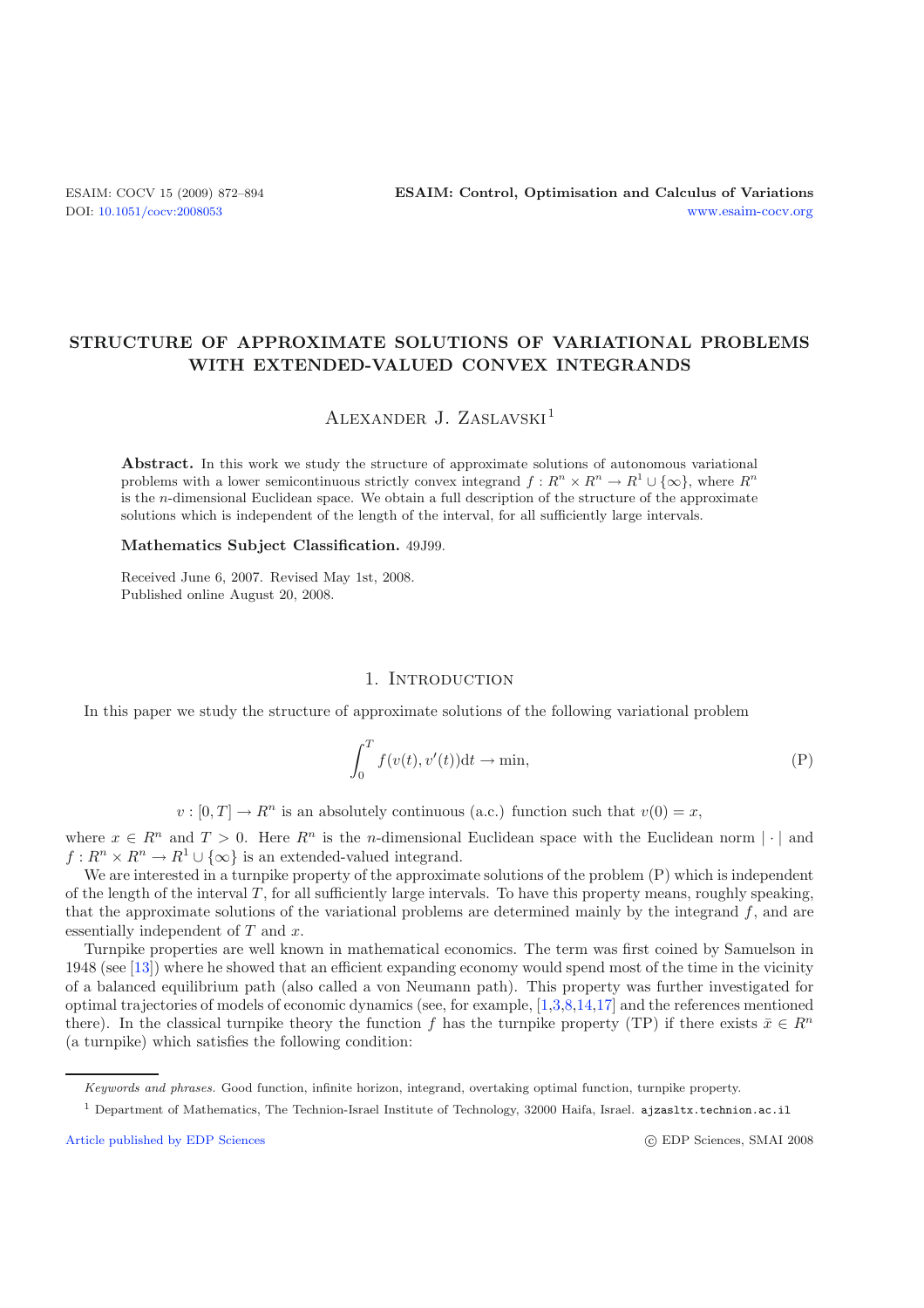# STRUCTURE OF APPROXIMATE SOLUTIONS OF VARIATIONAL PROBLEMS WITH EXTENDED-VALUED CONVEX INTEGRANDS

Alexander J. Zaslavski[1]

**Abstract.** In this work we study the structure of approximate solutions of autonomous variational problems with a lower semicontinuous strictly convex integrand $f : R^n \times R^n \to R^1 \cup \{\infty\}$, where $R^n$ is the $n$-dimensional Euclidean space. We obtain a full description of the structure of the approximate solutions which is independent of the length of the interval, for all sufficiently large intervals.

**Mathematics Subject Classification.** 49J99.

Received June 6, 2007. Revised May 1st, 2008.
Published online August 20, 2008.

## 1. Introduction

In this paper we study the structure of approximate solutions of the following variational problem

$$\int_0^T f(v(t), v'(t))\mathrm{d}t \to \min, \tag{P}$$

$$v : [0, T] \to R^n \text{ is an absolutely continuous (a.c.) function such that } v(0) = x,$$

where $x \in R^n$ and $T > 0$. Here $R^n$ is the $n$-dimensional Euclidean space with the Euclidean norm $|\cdot|$ and $f : R^n \times R^n \to R^1 \cup \{\infty\}$ is an extended-valued integrand.

We are interested in a turnpike property of the approximate solutions of the problem (P) which is independent of the length of the interval $T$, for all sufficiently large intervals. To have this property means, roughly speaking, that the approximate solutions of the variational problems are determined mainly by the integrand $f$, and are essentially independent of $T$ and $x$.

Turnpike properties are well known in mathematical economics. The term was first coined by Samuelson in 1948 (see [13]) where he showed that an efficient expanding economy would spend most of the time in the vicinity of a balanced equilibrium path (also called a von Neumann path). This property was further investigated for optimal trajectories of models of economic dynamics (see, for example, [1,3,8,14,17] and the references mentioned there). In the classical turnpike theory the function $f$ has the turnpike property (TP) if there exists $\bar{x} \in R^n$ (a turnpike) which satisfies the following condition:

*Keywords and phrases.* Good function, infinite horizon, integrand, overtaking optimal function, turnpike property.

[1] Department of Mathematics, The Technion-Israel Institute of Technology, 32000 Haifa, Israel. ajzasltx.technion.ac.il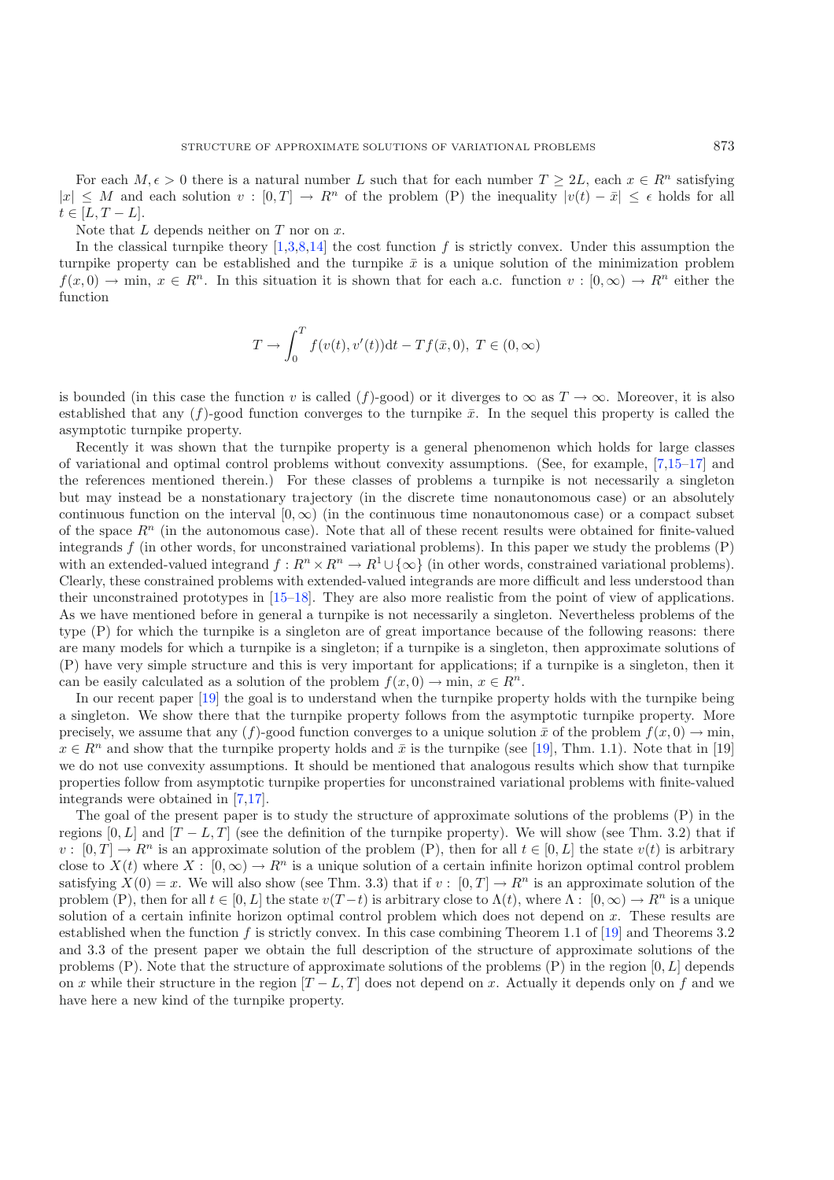For each $M, \epsilon > 0$ there is a natural number $L$ such that for each number $T \geq 2L$, each $x \in R^n$ satisfying $|x| \leq M$ and each solution $v : [0, T] \to R^n$ of the problem (P) the inequality $|v(t) - \bar{x}| \leq \epsilon$ holds for all $t \in [L, T - L]$.

Note that $L$ depends neither on $T$ nor on $x$.

In the classical turnpike theory [1,3,8,14] the cost function $f$ is strictly convex. Under this assumption the turnpike property can be established and the turnpike $\bar{x}$ is a unique solution of the minimization problem $f(x, 0) \to \min$, $x \in R^n$. In this situation it is shown that for each a.c. function $v : [0, \infty) \to R^n$ either the function

$$T \to \int_0^T f(v(t), v'(t))\mathrm{d}t - T f(\bar{x}, 0),\ T \in (0, \infty)$$

is bounded (in this case the function $v$ is called $(f)$-good) or it diverges to $\infty$ as $T \to \infty$. Moreover, it is also established that any $(f)$-good function converges to the turnpike $\bar{x}$. In the sequel this property is called the asymptotic turnpike property.

Recently it was shown that the turnpike property is a general phenomenon which holds for large classes of variational and optimal control problems without convexity assumptions. (See, for example, [7,15–17] and the references mentioned therein.) For these classes of problems a turnpike is not necessarily a singleton but may instead be a nonstationary trajectory (in the discrete time nonautonomous case) or an absolutely continuous function on the interval $[0, \infty)$ (in the continuous time nonautonomous case) or a compact subset of the space $R^n$ (in the autonomous case). Note that all of these recent results were obtained for finite-valued integrands $f$ (in other words, for unconstrained variational problems). In this paper we study the problems (P) with an extended-valued integrand $f : R^n \times R^n \to R^1 \cup \{\infty\}$ (in other words, constrained variational problems). Clearly, these constrained problems with extended-valued integrands are more difficult and less understood than their unconstrained prototypes in [15–18]. They are also more realistic from the point of view of applications. As we have mentioned before in general a turnpike is not necessarily a singleton. Nevertheless problems of the type (P) for which the turnpike is a singleton are of great importance because of the following reasons: there are many models for which a turnpike is a singleton; if a turnpike is a singleton, then approximate solutions of (P) have very simple structure and this is very important for applications; if a turnpike is a singleton, then it can be easily calculated as a solution of the problem $f(x, 0) \to \min$, $x \in R^n$.

In our recent paper [19] the goal is to understand when the turnpike property holds with the turnpike being a singleton. We show there that the turnpike property follows from the asymptotic turnpike property. More precisely, we assume that any $(f)$-good function converges to a unique solution $\bar{x}$ of the problem $f(x, 0) \to \min$, $x \in R^n$ and show that the turnpike property holds and $\bar{x}$ is the turnpike (see [19], Thm. 1.1). Note that in [19] we do not use convexity assumptions. It should be mentioned that analogous results which show that turnpike properties follow from asymptotic turnpike properties for unconstrained variational problems with finite-valued integrands were obtained in [7,17].

The goal of the present paper is to study the structure of approximate solutions of the problems (P) in the regions $[0, L]$ and $[T - L, T]$ (see the definition of the turnpike property). We will show (see Thm. 3.2) that if $v : [0, T] \to R^n$ is an approximate solution of the problem (P), then for all $t \in [0, L]$ the state $v(t)$ is arbitrary close to $X(t)$ where $X : [0, \infty) \to R^n$ is a unique solution of a certain infinite horizon optimal control problem satisfying $X(0) = x$. We will also show (see Thm. 3.3) that if $v : [0, T] \to R^n$ is an approximate solution of the problem (P), then for all $t \in [0, L]$ the state $v(T - t)$ is arbitrary close to $\Lambda(t)$, where $\Lambda : [0, \infty) \to R^n$ is a unique solution of a certain infinite horizon optimal control problem which does not depend on $x$. These results are established when the function $f$ is strictly convex. In this case combining Theorem 1.1 of [19] and Theorems 3.2 and 3.3 of the present paper we obtain the full description of the structure of approximate solutions of the problems (P). Note that the structure of approximate solutions of the problems (P) in the region $[0, L]$ depends on $x$ while their structure in the region $[T - L, T]$ does not depend on $x$. Actually it depends only on $f$ and we have here a new kind of the turnpike property.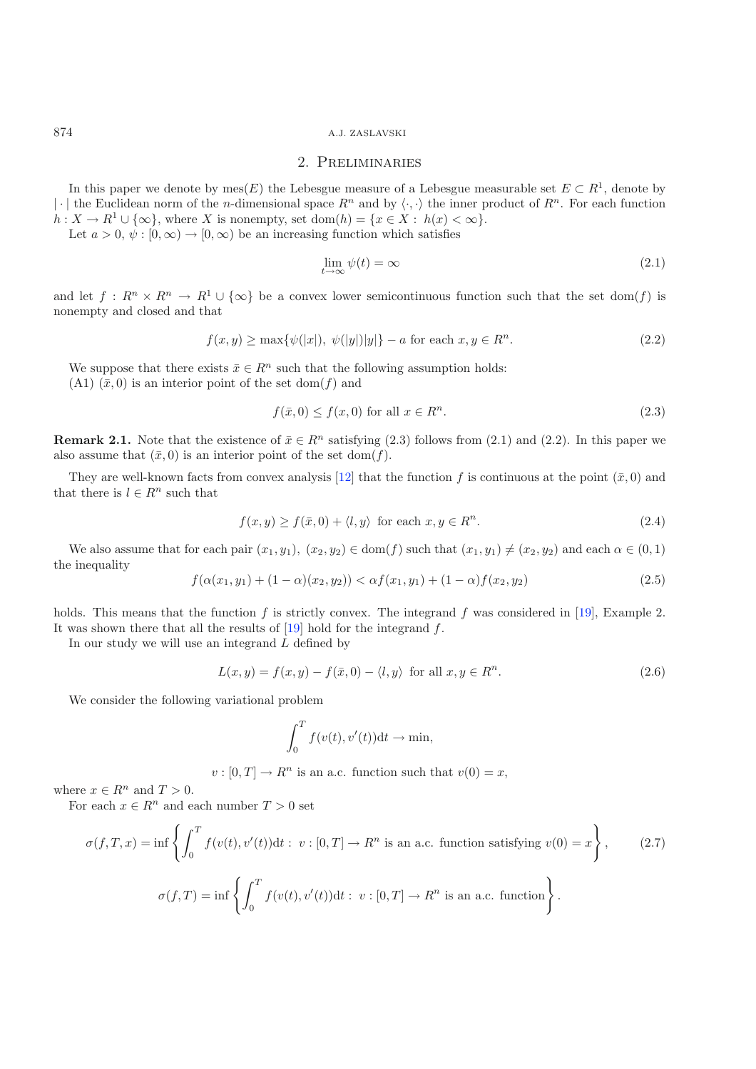## 2. Preliminaries

In this paper we denote by $\mathrm{mes}(E)$ the Lebesgue measure of a Lebesgue measurable set $E \subset R^1$, denote by $|\cdot|$ the Euclidean norm of the $n$-dimensional space $R^n$ and by $\langle \cdot, \cdot \rangle$ the inner product of $R^n$. For each function $h : X \to R^1 \cup \{\infty\}$, where $X$ is nonempty, set $\mathrm{dom}(h) = \{x \in X : \ h(x) < \infty\}$.

Let $a > 0$, $\psi : [0, \infty) \to [0, \infty)$ be an increasing function which satisfies

$$\lim_{t \to \infty} \psi(t) = \infty \tag{2.1}$$

and let $f : R^n \times R^n \to R^1 \cup \{\infty\}$ be a convex lower semicontinuous function such that the set $\mathrm{dom}(f)$ is nonempty and closed and that

$$f(x, y) \geq \max\{\psi(|x|), \ \psi(|y|)|y|\} - a \text{ for each } x, y \in R^n. \tag{2.2}$$

We suppose that there exists $\bar{x} \in R^n$ such that the following assumption holds:
(A1) $(\bar{x}, 0)$ is an interior point of the set $\mathrm{dom}(f)$ and

$$f(\bar{x}, 0) \leq f(x, 0) \text{ for all } x \in R^n. \tag{2.3}$$

**Remark 2.1.** Note that the existence of $\bar{x} \in R^n$ satisfying (2.3) follows from (2.1) and (2.2). In this paper we also assume that $(\bar{x}, 0)$ is an interior point of the set $\mathrm{dom}(f)$.

They are well-known facts from convex analysis [12] that the function $f$ is continuous at the point $(\bar{x}, 0)$ and that there is $l \in R^n$ such that

$$f(x, y) \geq f(\bar{x}, 0) + \langle l, y \rangle \text{ for each } x, y \in R^n. \tag{2.4}$$

We also assume that for each pair $(x_1, y_1), \ (x_2, y_2) \in \mathrm{dom}(f)$ such that $(x_1, y_1) \neq (x_2, y_2)$ and each $\alpha \in (0, 1)$ the inequality

$$f(\alpha(x_1, y_1) + (1 - \alpha)(x_2, y_2)) < \alpha f(x_1, y_1) + (1 - \alpha) f(x_2, y_2) \tag{2.5}$$

holds. This means that the function $f$ is strictly convex. The integrand $f$ was considered in [19], Example 2. It was shown there that all the results of [19] hold for the integrand $f$.

In our study we will use an integrand $L$ defined by

$$L(x, y) = f(x, y) - f(\bar{x}, 0) - \langle l, y \rangle \text{ for all } x, y \in R^n. \tag{2.6}$$

We consider the following variational problem

$$\int_0^T f(v(t), v'(t)) \mathrm{d}t \to \min,$$

$$v : [0, T] \to R^n \text{ is an a.c. function such that } v(0) = x,$$

where $x \in R^n$ and $T > 0$.

For each $x \in R^n$ and each number $T > 0$ set

$$\sigma(f, T, x) = \inf\left\{ \int_0^T f(v(t), v'(t)) \mathrm{d}t : \ v : [0, T] \to R^n \text{ is an a.c. function satisfying } v(0) = x \right\}, \tag{2.7}$$

$$\sigma(f, T) = \inf\left\{ \int_0^T f(v(t), v'(t)) \mathrm{d}t : \ v : [0, T] \to R^n \text{ is an a.c. function} \right\}.$$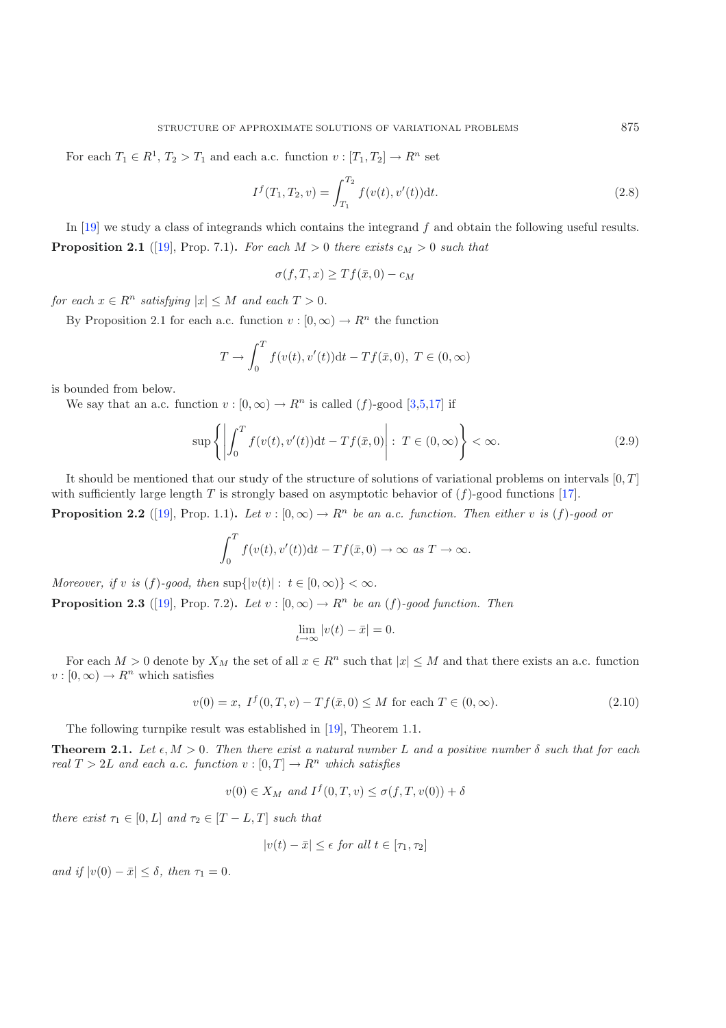For each $T_1 \in R^1$, $T_2 > T_1$ and each a.c. function $v : [T_1, T_2] \to R^n$ set

$$I^f(T_1, T_2, v) = \int_{T_1}^{T_2} f(v(t), v'(t))\mathrm{d}t. \tag{2.8}$$

In [19] we study a class of integrands which contains the integrand $f$ and obtain the following useful results.

**Proposition 2.1** ([19], Prop. 7.1)**.** *For each $M > 0$ there exists $c_M > 0$ such that*

$$\sigma(f, T, x) \geq T f(\bar{x}, 0) - c_M$$

*for each $x \in R^n$ satisfying $|x| \leq M$ and each $T > 0$.*

By Proposition 2.1 for each a.c. function $v : [0, \infty) \to R^n$ the function

$$T \to \int_0^T f(v(t), v'(t))\mathrm{d}t - T f(\bar{x}, 0),\ T \in (0, \infty)$$

is bounded from below.

We say that an a.c. function $v : [0, \infty) \to R^n$ is called $(f)$-good [3,5,17] if

$$\sup\left\{\left|\int_0^T f(v(t), v'(t))\mathrm{d}t - T f(\bar{x}, 0)\right| :\ T \in (0, \infty)\right\} < \infty. \tag{2.9}$$

It should be mentioned that our study of the structure of solutions of variational problems on intervals $[0, T]$ with sufficiently large length $T$ is strongly based on asymptotic behavior of $(f)$-good functions [17].

**Proposition 2.2** ([19], Prop. 1.1)**.** *Let $v : [0, \infty) \to R^n$ be an a.c. function. Then either $v$ is $(f)$-good or*

$$\int_0^T f(v(t), v'(t))\mathrm{d}t - T f(\bar{x}, 0) \to \infty \text{ as } T \to \infty.$$

*Moreover, if $v$ is $(f)$-good, then $\sup\{|v(t)| :\ t \in [0, \infty)\} < \infty$.*

**Proposition 2.3** ([19], Prop. 7.2)**.** *Let $v : [0, \infty) \to R^n$ be an $(f)$-good function. Then*

$$\lim_{t \to \infty} |v(t) - \bar{x}| = 0.$$

For each $M > 0$ denote by $X_M$ the set of all $x \in R^n$ such that $|x| \leq M$ and that there exists an a.c. function $v : [0, \infty) \to R^n$ which satisfies

$$v(0) = x,\ I^f(0, T, v) - T f(\bar{x}, 0) \leq M \text{ for each } T \in (0, \infty). \tag{2.10}$$

The following turnpike result was established in [19], Theorem 1.1.

**Theorem 2.1.** *Let $\epsilon, M > 0$. Then there exist a natural number $L$ and a positive number $\delta$ such that for each real $T > 2L$ and each a.c. function $v : [0, T] \to R^n$ which satisfies*

$$v(0) \in X_M \text{ and } I^f(0, T, v) \leq \sigma(f, T, v(0)) + \delta$$

*there exist $\tau_1 \in [0, L]$ and $\tau_2 \in [T - L, T]$ such that*

$$|v(t) - \bar{x}| \leq \epsilon \text{ for all } t \in [\tau_1, \tau_2]$$

*and if $|v(0) - \bar{x}| \leq \delta$, then $\tau_1 = 0$.*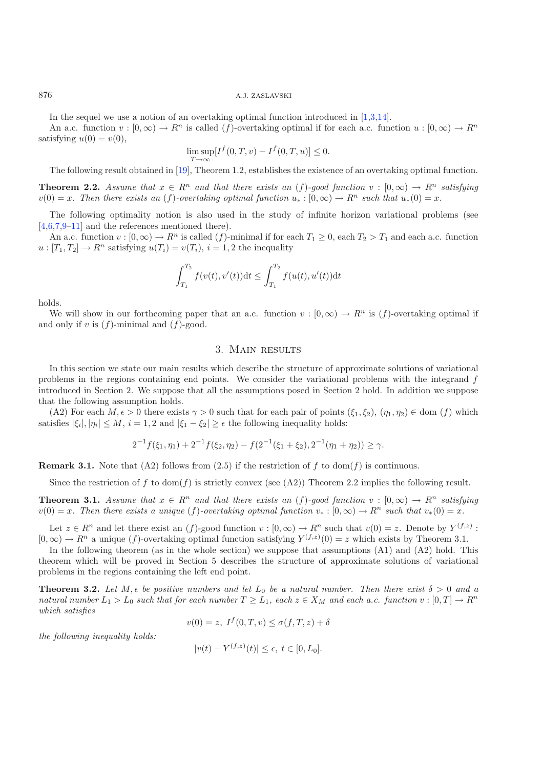In the sequel we use a notion of an overtaking optimal function introduced in [1,3,14].

An a.c. function $v : [0, \infty) \to R^n$ is called $(f)$-overtaking optimal if for each a.c. function $u : [0, \infty) \to R^n$ satisfying $u(0) = v(0)$,

$$\limsup_{T \to \infty} [I^f(0, T, v) - I^f(0, T, u)] \leq 0.$$

The following result obtained in [19], Theorem 1.2, establishes the existence of an overtaking optimal function.

**Theorem 2.2.** *Assume that $x \in R^n$ and that there exists an $(f)$-good function $v : [0, \infty) \to R^n$ satisfying $v(0) = x$. Then there exists an $(f)$-overtaking optimal function $u_* : [0, \infty) \to R^n$ such that $u_*(0) = x$.*

The following optimality notion is also used in the study of infinite horizon variational problems (see [4,6,7,9–11] and the references mentioned there).

An a.c. function $v : [0, \infty) \to R^n$ is called $(f)$-minimal if for each $T_1 \geq 0$, each $T_2 > T_1$ and each a.c. function $u : [T_1, T_2] \to R^n$ satisfying $u(T_i) = v(T_i)$, $i = 1, 2$ the inequality

$$\int_{T_1}^{T_2} f(v(t), v'(t))\mathrm{d}t \leq \int_{T_1}^{T_2} f(u(t), u'(t))\mathrm{d}t$$

holds.

We will show in our forthcoming paper that an a.c. function $v : [0, \infty) \to R^n$ is $(f)$-overtaking optimal if and only if $v$ is $(f)$-minimal and $(f)$-good.

## 3. Main results

In this section we state our main results which describe the structure of approximate solutions of variational problems in the regions containing end points. We consider the variational problems with the integrand $f$ introduced in Section 2. We suppose that all the assumptions posed in Section 2 hold. In addition we suppose that the following assumption holds.

(A2) For each $M, \epsilon > 0$ there exists $\gamma > 0$ such that for each pair of points $(\xi_1, \xi_2)$, $(\eta_1, \eta_2) \in \mathrm{dom}\,(f)$ which satisfies $|\xi_i|, |\eta_i| \leq M$, $i = 1, 2$ and $|\xi_1 - \xi_2| \geq \epsilon$ the following inequality holds:

$$2^{-1} f(\xi_1, \eta_1) + 2^{-1} f(\xi_2, \eta_2) - f(2^{-1}(\xi_1 + \xi_2), 2^{-1}(\eta_1 + \eta_2)) \geq \gamma.$$

**Remark 3.1.** Note that (A2) follows from (2.5) if the restriction of $f$ to $\mathrm{dom}(f)$ is continuous.

Since the restriction of $f$ to $\mathrm{dom}(f)$ is strictly convex (see (A2)) Theorem 2.2 implies the following result.

**Theorem 3.1.** *Assume that $x \in R^n$ and that there exists an $(f)$-good function $v : [0, \infty) \to R^n$ satisfying $v(0) = x$. Then there exists a unique $(f)$-overtaking optimal function $v_* : [0, \infty) \to R^n$ such that $v_*(0) = x$.*

Let $z \in R^n$ and let there exist an $(f)$-good function $v : [0, \infty) \to R^n$ such that $v(0) = z$. Denote by $Y^{(f,z)} : [0, \infty) \to R^n$ a unique $(f)$-overtaking optimal function satisfying $Y^{(f,z)}(0) = z$ which exists by Theorem 3.1.

In the following theorem (as in the whole section) we suppose that assumptions (A1) and (A2) hold. This theorem which will be proved in Section 5 describes the structure of approximate solutions of variational problems in the regions containing the left end point.

**Theorem 3.2.** *Let $M, \epsilon$ be positive numbers and let $L_0$ be a natural number. Then there exist $\delta > 0$ and a natural number $L_1 > L_0$ such that for each number $T \geq L_1$, each $z \in X_M$ and each a.c. function $v : [0, T] \to R^n$ which satisfies*

$$v(0) = z, \; I^f(0, T, v) \leq \sigma(f, T, z) + \delta$$

*the following inequality holds:*

$$|v(t) - Y^{(f,z)}(t)| \leq \epsilon, \; t \in [0, L_0].$$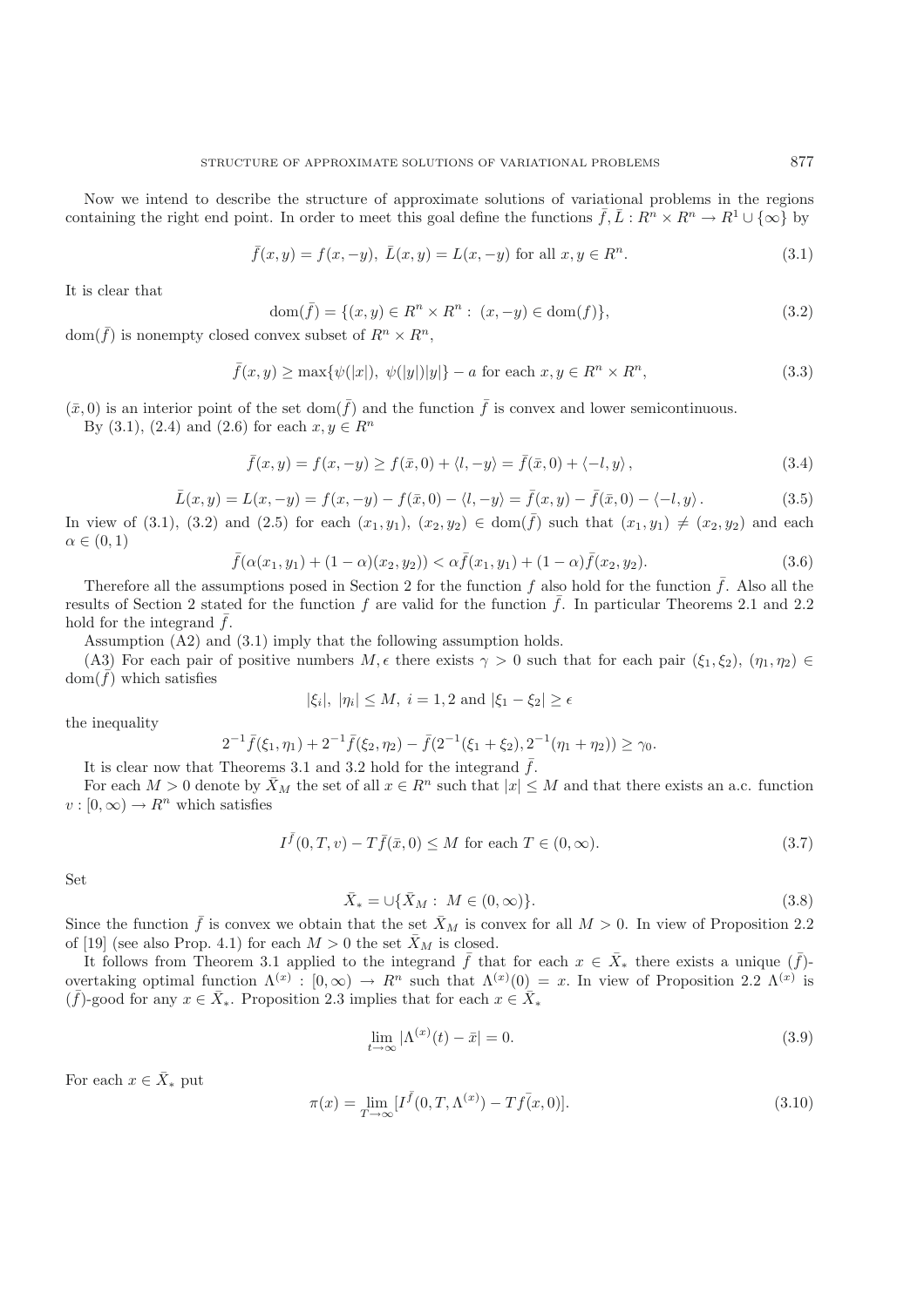Now we intend to describe the structure of approximate solutions of variational problems in the regions containing the right end point. In order to meet this goal define the functions $\bar{f}, \bar{L} : R^n \times R^n \to R^1 \cup \{\infty\}$ by

$$\bar{f}(x, y) = f(x, -y),\ \bar{L}(x, y) = L(x, -y) \text{ for all } x, y \in R^n. \tag{3.1}$$

It is clear that

$$\mathrm{dom}(\bar{f}) = \{(x, y) \in R^n \times R^n :\ (x, -y) \in \mathrm{dom}(f)\}, \tag{3.2}$$

$\mathrm{dom}(\bar{f})$ is nonempty closed convex subset of $R^n \times R^n$,

$$\bar{f}(x, y) \geq \max\{\psi(|x|),\ \psi(|y|)|y|\} - a \text{ for each } x, y \in R^n \times R^n, \tag{3.3}$$

$(\bar{x}, 0)$ is an interior point of the set $\mathrm{dom}(\bar{f})$ and the function $\bar{f}$ is convex and lower semicontinuous.

By (3.1), (2.4) and (2.6) for each $x, y \in R^n$

$$\bar{f}(x, y) = f(x, -y) \geq f(\bar{x}, 0) + \langle l, -y\rangle = \bar{f}(\bar{x}, 0) + \langle -l, y\rangle, \tag{3.4}$$

$$\bar{L}(x, y) = L(x, -y) = f(x, -y) - f(\bar{x}, 0) - \langle l, -y\rangle = \bar{f}(x, y) - \bar{f}(\bar{x}, 0) - \langle -l, y\rangle. \tag{3.5}$$

In view of (3.1), (3.2) and (2.5) for each $(x_1, y_1),\ (x_2, y_2) \in \mathrm{dom}(\bar{f})$ such that $(x_1, y_1) \neq (x_2, y_2)$ and each $\alpha \in (0, 1)$

$$\bar{f}(\alpha(x_1, y_1) + (1 - \alpha)(x_2, y_2)) < \alpha\bar{f}(x_1, y_1) + (1 - \alpha)\bar{f}(x_2, y_2). \tag{3.6}$$

Therefore all the assumptions posed in Section 2 for the function $f$ also hold for the function $\bar{f}$. Also all the results of Section 2 stated for the function $f$ are valid for the function $\bar{f}$. In particular Theorems 2.1 and 2.2 hold for the integrand $\bar{f}$.

Assumption (A2) and (3.1) imply that the following assumption holds.

(A3) For each pair of positive numbers $M, \epsilon$ there exists $\gamma > 0$ such that for each pair $(\xi_1, \xi_2),\ (\eta_1, \eta_2) \in \mathrm{dom}(\bar{f})$ which satisfies

$$|\xi_i|,\ |\eta_i| \leq M,\ i = 1, 2 \text{ and } |\xi_1 - \xi_2| \geq \epsilon$$

the inequality

$$2^{-1}\bar{f}(\xi_1, \eta_1) + 2^{-1}\bar{f}(\xi_2, \eta_2) - \bar{f}(2^{-1}(\xi_1 + \xi_2), 2^{-1}(\eta_1 + \eta_2)) \geq \gamma_0.$$

It is clear now that Theorems 3.1 and 3.2 hold for the integrand $\bar{f}$.

For each $M > 0$ denote by $\bar{X}_M$ the set of all $x \in R^n$ such that $|x| \leq M$ and that there exists an a.c. function $v : [0, \infty) \to R^n$ which satisfies

$$I^{\bar{f}}(0, T, v) - T\bar{f}(\bar{x}, 0) \leq M \text{ for each } T \in (0, \infty). \tag{3.7}$$

Set

$$\bar{X}_* = \cup\{\bar{X}_M :\ M \in (0, \infty)\}. \tag{3.8}$$

Since the function $\bar{f}$ is convex we obtain that the set $\bar{X}_M$ is convex for all $M > 0$. In view of Proposition 2.2 of [19] (see also Prop. 4.1) for each $M > 0$ the set $\bar{X}_M$ is closed.

It follows from Theorem 3.1 applied to the integrand $\bar{f}$ that for each $x \in \bar{X}_*$ there exists a unique $(\bar{f})$-overtaking optimal function $\Lambda^{(x)} : [0, \infty) \to R^n$ such that $\Lambda^{(x)}(0) = x$. In view of Proposition 2.2 $\Lambda^{(x)}$ is $(\bar{f})$-good for any $x \in \bar{X}_*$. Proposition 2.3 implies that for each $x \in \bar{X}_*$

$$\lim_{t \to \infty} |\Lambda^{(x)}(t) - \bar{x}| = 0. \tag{3.9}$$

For each $x \in \bar{X}_*$ put

$$\pi(x) = \lim_{T \to \infty}[I^{\bar{f}}(0, T, \Lambda^{(x)}) - T\bar{f}(\bar{x}, 0)]. \tag{3.10}$$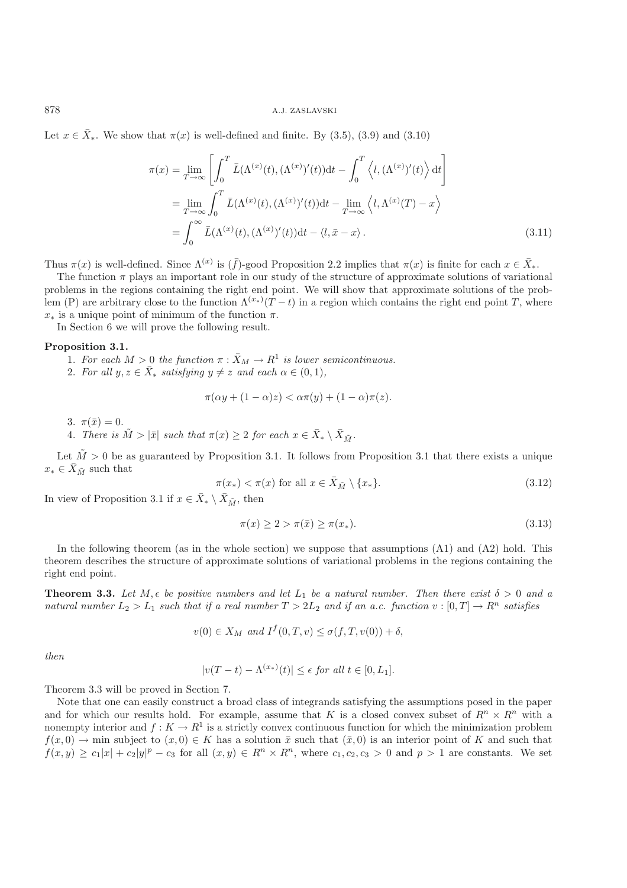Let $x \in \bar{X}_*$. We show that $\pi(x)$ is well-defined and finite. By (3.5), (3.9) and (3.10)

$$
\begin{aligned}
\pi(x) &= \lim_{T \to \infty} \left[ \int_0^T \bar{L}(\Lambda^{(x)}(t), (\Lambda^{(x)})'(t)) \mathrm{d}t - \int_0^T \left\langle l, (\Lambda^{(x)})'(t) \right\rangle \mathrm{d}t \right] \\
&= \lim_{T \to \infty} \int_0^T \bar{L}(\Lambda^{(x)}(t), (\Lambda^{(x)})'(t)) \mathrm{d}t - \lim_{T \to \infty} \left\langle l, \Lambda^{(x)}(T) - x \right\rangle \\
&= \int_0^\infty \bar{L}(\Lambda^{(x)}(t), (\Lambda^{(x)})'(t)) \mathrm{d}t - \langle l, \bar{x} - x \rangle . \qquad (3.11)
\end{aligned}
$$

Thus $\pi(x)$ is well-defined. Since $\Lambda^{(x)}$ is $(\bar{f})$-good Proposition 2.2 implies that $\pi(x)$ is finite for each $x \in \bar{X}_*$.

The function $\pi$ plays an important role in our study of the structure of approximate solutions of variational problems in the regions containing the right end point. We will show that approximate solutions of the problem (P) are arbitrary close to the function $\Lambda^{(x_*)}(T-t)$ in a region which contains the right end point $T$, where $x_*$ is a unique point of minimum of the function $\pi$.

In Section 6 we will prove the following result.

**Proposition 3.1.**

1. *For each $M > 0$ the function $\pi : \bar{X}_M \to R^1$ is lower semicontinuous.*
2. *For all $y, z \in \bar{X}_*$ satisfying $y \neq z$ and each $\alpha \in (0,1)$,*

$$
\pi(\alpha y + (1-\alpha) z) < \alpha \pi(y) + (1-\alpha)\pi(z).
$$

3. $\pi(\bar{x}) = 0$.
4. *There is $\tilde{M} > |\bar{x}|$ such that $\pi(x) \geq 2$ for each $x \in \bar{X}_* \setminus \bar{X}_{\tilde{M}}$.*

Let $\tilde{M} > 0$ be as guaranteed by Proposition 3.1. It follows from Proposition 3.1 that there exists a unique $x_* \in \bar{X}_{\tilde{M}}$ such that

$$
\pi(x_*) < \pi(x) \text{ for all } x \in \bar{X}_{\tilde{M}} \setminus \{x_*\}. \qquad (3.12)
$$

In view of Proposition 3.1 if $x \in \bar{X}_* \setminus \bar{X}_{\tilde{M}}$, then

$$
\pi(x) \geq 2 > \pi(\bar{x}) \geq \pi(x_*). \qquad (3.13)
$$

In the following theorem (as in the whole section) we suppose that assumptions (A1) and (A2) hold. This theorem describes the structure of approximate solutions of variational problems in the regions containing the right end point.

**Theorem 3.3.** *Let $M, \epsilon$ be positive numbers and let $L_1$ be a natural number. Then there exist $\delta > 0$ and a natural number $L_2 > L_1$ such that if a real number $T > 2L_2$ and if an a.c. function $v : [0,T] \to R^n$ satisfies*

$$
v(0) \in X_M \text{ and } I^f(0,T,v) \leq \sigma(f,T,v(0)) + \delta,
$$

*then*

$$
|v(T-t) - \Lambda^{(x_*)}(t)| \leq \epsilon \text{ for all } t \in [0, L_1].
$$

Theorem 3.3 will be proved in Section 7.

Note that one can easily construct a broad class of integrands satisfying the assumptions posed in the paper and for which our results hold. For example, assume that $K$ is a closed convex subset of $R^n \times R^n$ with a nonempty interior and $f : K \to R^1$ is a strictly convex continuous function for which the minimization problem $f(x,0) \to \min$ subject to $(x,0) \in K$ has a solution $\bar{x}$ such that $(\bar{x}, 0)$ is an interior point of $K$ and such that $f(x,y) \geq c_1|x| + c_2|y|^p - c_3$ for all $(x,y) \in R^n \times R^n$, where $c_1, c_2, c_3 > 0$ and $p > 1$ are constants. We set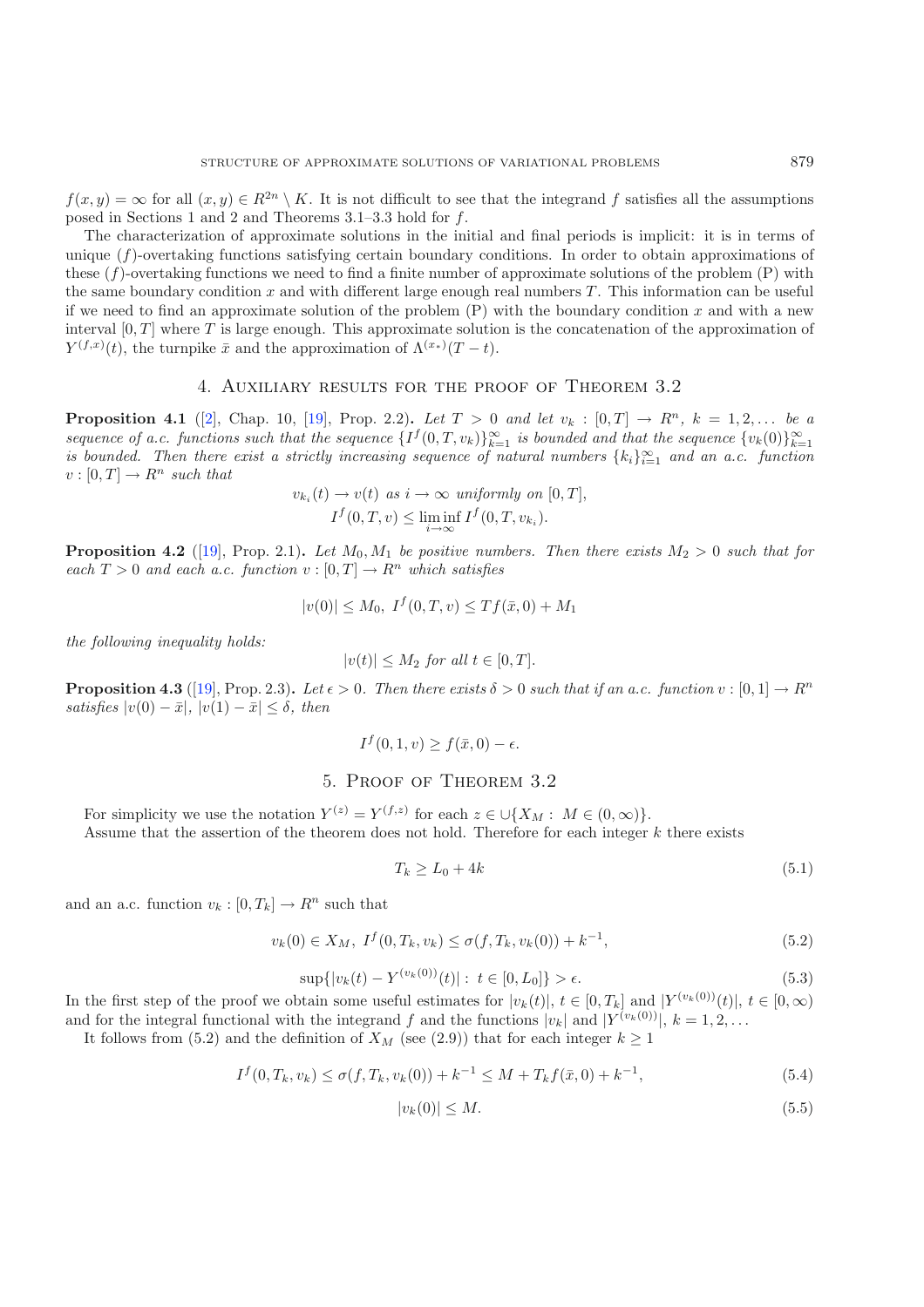$f(x,y) = \infty$ for all $(x,y) \in R^{2n} \setminus K$. It is not difficult to see that the integrand $f$ satisfies all the assumptions posed in Sections 1 and 2 and Theorems 3.1–3.3 hold for $f$.

The characterization of approximate solutions in the initial and final periods is implicit: it is in terms of unique $(f)$-overtaking functions satisfying certain boundary conditions. In order to obtain approximations of these $(f)$-overtaking functions we need to find a finite number of approximate solutions of the problem (P) with the same boundary condition $x$ and with different large enough real numbers $T$. This information can be useful if we need to find an approximate solution of the problem (P) with the boundary condition $x$ and with a new interval $[0,T]$ where $T$ is large enough. This approximate solution is the concatenation of the approximation of $Y^{(f,x)}(t)$, the turnpike $\bar{x}$ and the approximation of $\Lambda^{(x_*)}(T-t)$.

## 4. Auxiliary results for the proof of Theorem 3.2

**Proposition 4.1** ([2], Chap. 10, [19], Prop. 2.2)**.** *Let $T > 0$ and let $v_k : [0,T] \to R^n$, $k = 1, 2, \dots$ be a sequence of a.c. functions such that the sequence $\{I^f(0,T,v_k)\}_{k=1}^{\infty}$ is bounded and that the sequence $\{v_k(0)\}_{k=1}^{\infty}$ is bounded. Then there exist a strictly increasing sequence of natural numbers $\{k_i\}_{i=1}^{\infty}$ and an a.c. function $v : [0,T] \to R^n$ such that*

$$v_{k_i}(t) \to v(t) \text{ as } i \to \infty \text{ uniformly on } [0,T],$$
$$I^f(0,T,v) \le \liminf_{i\to\infty} I^f(0,T,v_{k_i}).$$

**Proposition 4.2** ([19], Prop. 2.1)**.** *Let $M_0, M_1$ be positive numbers. Then there exists $M_2 > 0$ such that for each $T > 0$ and each a.c. function $v : [0,T] \to R^n$ which satisfies*

$$|v(0)| \le M_0,\ I^f(0,T,v) \le Tf(\bar{x},0) + M_1$$

*the following inequality holds:*

$$|v(t)| \le M_2 \text{ for all } t \in [0,T].$$

**Proposition 4.3** ([19], Prop. 2.3)**.** *Let $\epsilon > 0$. Then there exists $\delta > 0$ such that if an a.c. function $v : [0,1] \to R^n$ satisfies $|v(0) - \bar{x}|$, $|v(1) - \bar{x}| \le \delta$, then*

$$I^f(0,1,v) \ge f(\bar{x},0) - \epsilon.$$

## 5. Proof of Theorem 3.2

For simplicity we use the notation $Y^{(z)} = Y^{(f,z)}$ for each $z \in \cup\{X_M : M \in (0,\infty)\}$.

Assume that the assertion of the theorem does not hold. Therefore for each integer $k$ there exists

$$T_k \ge L_0 + 4k \tag{5.1}$$

and an a.c. function $v_k : [0,T_k] \to R^n$ such that

$$v_k(0) \in X_M,\ I^f(0,T_k,v_k) \le \sigma(f,T_k,v_k(0)) + k^{-1}, \tag{5.2}$$

$$\sup\{|v_k(t) - Y^{(v_k(0))}(t)| :\ t \in [0,L_0]\} > \epsilon. \tag{5.3}$$

In the first step of the proof we obtain some useful estimates for $|v_k(t)|$, $t \in [0,T_k]$ and $|Y^{(v_k(0))}(t)|$, $t \in [0,\infty)$ and for the integral functional with the integrand $f$ and the functions $|v_k|$ and $|Y^{(v_k(0))}|$, $k = 1, 2, \dots$

It follows from (5.2) and the definition of $X_M$ (see (2.9)) that for each integer $k \ge 1$

$$I^f(0,T_k,v_k) \le \sigma(f,T_k,v_k(0)) + k^{-1} \le M + T_k f(\bar{x},0) + k^{-1}, \tag{5.4}$$

$$|v_k(0)| \le M. \tag{5.5}$$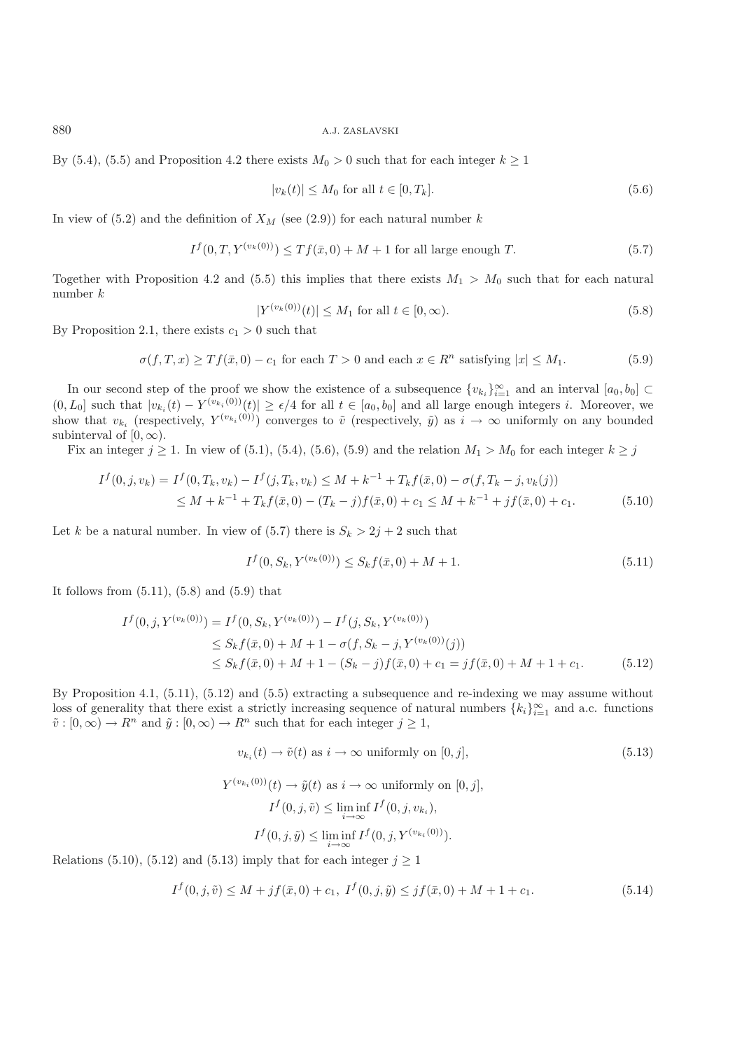By (5.4), (5.5) and Proposition 4.2 there exists $M_0 > 0$ such that for each integer $k \geq 1$

$$|v_k(t)| \leq M_0 \text{ for all } t \in [0, T_k]. \tag{5.6}$$

In view of (5.2) and the definition of $X_M$ (see (2.9)) for each natural number $k$

$$I^f(0, T, Y^{(v_k(0))}) \leq Tf(\bar{x}, 0) + M + 1 \text{ for all large enough } T. \tag{5.7}$$

Together with Proposition 4.2 and (5.5) this implies that there exists $M_1 > M_0$ such that for each natural number $k$

$$|Y^{(v_k(0))}(t)| \leq M_1 \text{ for all } t \in [0, \infty). \tag{5.8}$$

By Proposition 2.1, there exists $c_1 > 0$ such that

$$\sigma(f, T, x) \geq Tf(\bar{x}, 0) - c_1 \text{ for each } T > 0 \text{ and each } x \in R^n \text{ satisfying } |x| \leq M_1. \tag{5.9}$$

In our second step of the proof we show the existence of a subsequence $\{v_{k_i}\}_{i=1}^{\infty}$ and an interval $[a_0, b_0] \subset (0, L_0]$ such that $|v_{k_i}(t) - Y^{(v_{k_i}(0))}(t)| \geq \epsilon/4$ for all $t \in [a_0, b_0]$ and all large enough integers $i$. Moreover, we show that $v_{k_i}$ (respectively, $Y^{(v_{k_i}(0))}$) converges to $\tilde{v}$ (respectively, $\tilde{y}$) as $i \to \infty$ uniformly on any bounded subinterval of $[0, \infty)$.

Fix an integer $j \geq 1$. In view of (5.1), (5.4), (5.6), (5.9) and the relation $M_1 > M_0$ for each integer $k \geq j$

$$\begin{aligned}
I^f(0, j, v_k) = I^f(0, T_k, v_k) - I^f(j, T_k, v_k) &\leq M + k^{-1} + T_k f(\bar{x}, 0) - \sigma(f, T_k - j, v_k(j)) \\
&\leq M + k^{-1} + T_k f(\bar{x}, 0) - (T_k - j) f(\bar{x}, 0) + c_1 \leq M + k^{-1} + jf(\bar{x}, 0) + c_1.
\end{aligned} \tag{5.10}$$

Let $k$ be a natural number. In view of (5.7) there is $S_k > 2j + 2$ such that

$$I^f(0, S_k, Y^{(v_k(0))}) \leq S_k f(\bar{x}, 0) + M + 1. \tag{5.11}$$

It follows from (5.11), (5.8) and (5.9) that

$$\begin{aligned}
I^f(0, j, Y^{(v_k(0))}) &= I^f(0, S_k, Y^{(v_k(0))}) - I^f(j, S_k, Y^{(v_k(0))}) \\
&\leq S_k f(\bar{x}, 0) + M + 1 - \sigma(f, S_k - j, Y^{(v_k(0))}(j)) \\
&\leq S_k f(\bar{x}, 0) + M + 1 - (S_k - j) f(\bar{x}, 0) + c_1 = jf(\bar{x}, 0) + M + 1 + c_1.
\end{aligned} \tag{5.12}$$

By Proposition 4.1, (5.11), (5.12) and (5.5) extracting a subsequence and re-indexing we may assume without loss of generality that there exist a strictly increasing sequence of natural numbers $\{k_i\}_{i=1}^{\infty}$ and a.c. functions $\tilde{v} : [0, \infty) \to R^n$ and $\tilde{y} : [0, \infty) \to R^n$ such that for each integer $j \geq 1$,

$$v_{k_i}(t) \to \tilde{v}(t) \text{ as } i \to \infty \text{ uniformly on } [0, j], \tag{5.13}$$

$$Y^{(v_{k_i}(0))}(t) \to \tilde{y}(t) \text{ as } i \to \infty \text{ uniformly on } [0, j],$$

$$I^f(0, j, \tilde{v}) \leq \liminf_{i \to \infty} I^f(0, j, v_{k_i}),$$

$$I^f(0, j, \tilde{y}) \leq \liminf_{i \to \infty} I^f(0, j, Y^{(v_{k_i}(0))}).$$

Relations (5.10), (5.12) and (5.13) imply that for each integer $j \geq 1$

$$I^f(0, j, \tilde{v}) \leq M + jf(\bar{x}, 0) + c_1, \ I^f(0, j, \tilde{y}) \leq jf(\bar{x}, 0) + M + 1 + c_1. \tag{5.14}$$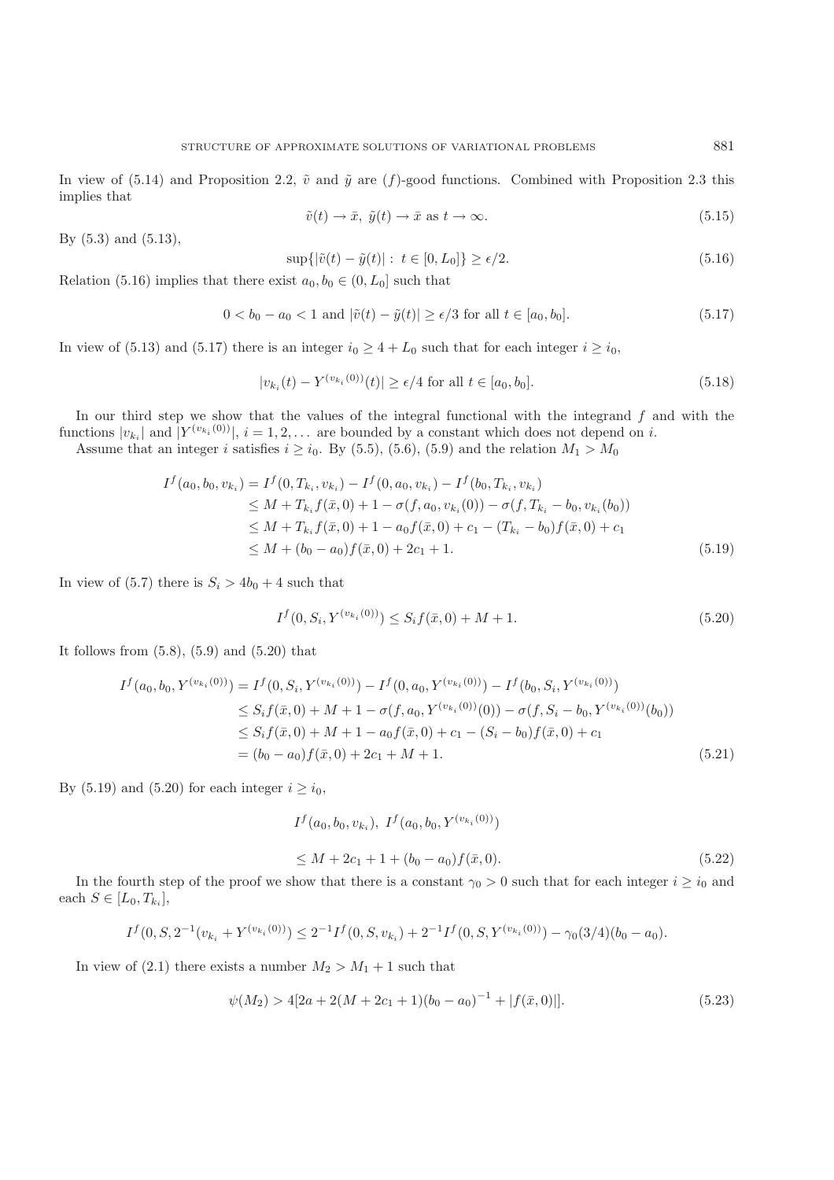In view of (5.14) and Proposition 2.2, $\tilde{v}$ and $\tilde{y}$ are $(f)$-good functions. Combined with Proposition 2.3 this implies that

$$\tilde{v}(t) \to \bar{x},\ \tilde{y}(t) \to \bar{x} \text{ as } t \to \infty. \tag{5.15}$$

By (5.3) and (5.13),

$$\sup\{|\tilde{v}(t) - \tilde{y}(t)| :\ t \in [0, L_0]\} \geq \epsilon/2. \tag{5.16}$$

Relation (5.16) implies that there exist $a_0, b_0 \in (0, L_0]$ such that

$$0 < b_0 - a_0 < 1 \text{ and } |\tilde{v}(t) - \tilde{y}(t)| \geq \epsilon/3 \text{ for all } t \in [a_0, b_0]. \tag{5.17}$$

In view of (5.13) and (5.17) there is an integer $i_0 \geq 4 + L_0$ such that for each integer $i \geq i_0$,

$$|v_{k_i}(t) - Y^{(v_{k_i}(0))}(t)| \geq \epsilon/4 \text{ for all } t \in [a_0, b_0]. \tag{5.18}$$

In our third step we show that the values of the integral functional with the integrand $f$ and with the functions $|v_{k_i}|$ and $|Y^{(v_{k_i}(0))}|$, $i = 1, 2, \dots$ are bounded by a constant which does not depend on $i$.

Assume that an integer $i$ satisfies $i \geq i_0$. By (5.5), (5.6), (5.9) and the relation $M_1 > M_0$

$$\begin{aligned}
I^f(a_0, b_0, v_{k_i}) &= I^f(0, T_{k_i}, v_{k_i}) - I^f(0, a_0, v_{k_i}) - I^f(b_0, T_{k_i}, v_{k_i}) \\
&\leq M + T_{k_i} f(\bar{x}, 0) + 1 - \sigma(f, a_0, v_{k_i}(0)) - \sigma(f, T_{k_i} - b_0, v_{k_i}(b_0)) \\
&\leq M + T_{k_i} f(\bar{x}, 0) + 1 - a_0 f(\bar{x}, 0) + c_1 - (T_{k_i} - b_0) f(\bar{x}, 0) + c_1 \\
&\leq M + (b_0 - a_0) f(\bar{x}, 0) + 2c_1 + 1.
\end{aligned} \tag{5.19}$$

In view of (5.7) there is $S_i > 4b_0 + 4$ such that

$$I^f(0, S_i, Y^{(v_{k_i}(0))}) \leq S_i f(\bar{x}, 0) + M + 1. \tag{5.20}$$

It follows from (5.8), (5.9) and (5.20) that

$$\begin{aligned}
I^f(a_0, b_0, Y^{(v_{k_i}(0))}) &= I^f(0, S_i, Y^{(v_{k_i}(0))}) - I^f(0, a_0, Y^{(v_{k_i}(0))}) - I^f(b_0, S_i, Y^{(v_{k_i}(0))}) \\
&\leq S_i f(\bar{x}, 0) + M + 1 - \sigma(f, a_0, Y^{(v_{k_i}(0))}(0)) - \sigma(f, S_i - b_0, Y^{(v_{k_i}(0))}(b_0)) \\
&\leq S_i f(\bar{x}, 0) + M + 1 - a_0 f(\bar{x}, 0) + c_1 - (S_i - b_0) f(\bar{x}, 0) + c_1 \\
&= (b_0 - a_0) f(\bar{x}, 0) + 2c_1 + M + 1.
\end{aligned} \tag{5.21}$$

By (5.19) and (5.20) for each integer $i \geq i_0$,

$$\begin{aligned}
&I^f(a_0, b_0, v_{k_i}),\ I^f(a_0, b_0, Y^{(v_{k_i}(0))}) \\
&\leq M + 2c_1 + 1 + (b_0 - a_0) f(\bar{x}, 0).
\end{aligned} \tag{5.22}$$

In the fourth step of the proof we show that there is a constant $\gamma_0 > 0$ such that for each integer $i \geq i_0$ and each $S \in [L_0, T_{k_i}]$,

$$I^f(0, S, 2^{-1}(v_{k_i} + Y^{(v_{k_i}(0))}) \leq 2^{-1} I^f(0, S, v_{k_i}) + 2^{-1} I^f(0, S, Y^{(v_{k_i}(0))}) - \gamma_0 (3/4)(b_0 - a_0).$$

In view of (2.1) there exists a number $M_2 > M_1 + 1$ such that

$$\psi(M_2) > 4[2a + 2(M + 2c_1 + 1)(b_0 - a_0)^{-1} + |f(\bar{x}, 0)|]. \tag{5.23}$$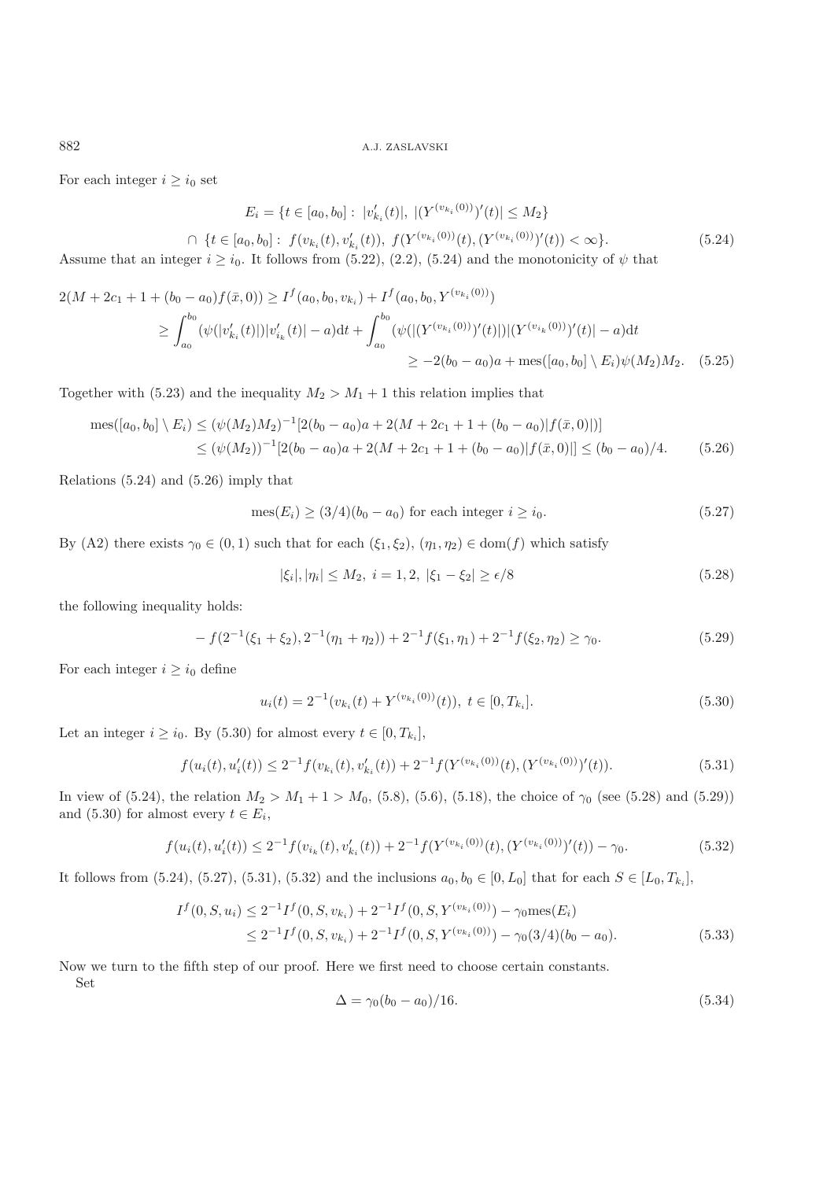For each integer $i \geq i_0$ set

$$E_i = \{t \in [a_0, b_0] :\ |v'_{k_i}(t)|,\ |(Y^{(v_{k_i}(0))})'(t)| \leq M_2\}$$
$$\cap\ \{t \in [a_0, b_0] :\ f(v_{k_i}(t), v'_{k_i}(t)),\ f(Y^{(v_{k_i}(0))}(t), (Y^{(v_{k_i}(0))})'(t)) < \infty\}. \tag{5.24}$$

Assume that an integer $i \geq i_0$. It follows from (5.22), (2.2), (5.24) and the monotonicity of $\psi$ that

$$\begin{aligned}
2(M + 2c_1 + 1 + (b_0 - a_0)f(\bar{x}, 0)) &\geq I^f(a_0, b_0, v_{k_i}) + I^f(a_0, b_0, Y^{(v_{k_i}(0))}) \\
&\geq \int_{a_0}^{b_0} (\psi(|v'_{k_i}(t)|)|v'_{i_k}(t)| - a)\mathrm{d}t + \int_{a_0}^{b_0} (\psi(|(Y^{(v_{k_i}(0))})'(t)|)|(Y^{(v_{i_k}(0))})'(t)| - a)\mathrm{d}t \\
&\geq -2(b_0 - a_0)a + \mathrm{mes}([a_0, b_0] \setminus E_i)\psi(M_2)M_2.
\end{aligned} \tag{5.25}$$

Together with (5.23) and the inequality $M_2 > M_1 + 1$ this relation implies that

$$\begin{aligned}
\mathrm{mes}([a_0, b_0] \setminus E_i) &\leq (\psi(M_2)M_2)^{-1}[2(b_0 - a_0)a + 2(M + 2c_1 + 1 + (b_0 - a_0)|f(\bar{x}, 0)|)] \\
&\leq (\psi(M_2))^{-1}[2(b_0 - a_0)a + 2(M + 2c_1 + 1 + (b_0 - a_0)|f(\bar{x}, 0)|] \leq (b_0 - a_0)/4.
\end{aligned} \tag{5.26}$$

Relations (5.24) and (5.26) imply that

$$\mathrm{mes}(E_i) \geq (3/4)(b_0 - a_0) \text{ for each integer } i \geq i_0. \tag{5.27}$$

By (A2) there exists $\gamma_0 \in (0, 1)$ such that for each $(\xi_1, \xi_2)$, $(\eta_1, \eta_2) \in \mathrm{dom}(f)$ which satisfy

$$|\xi_i|, |\eta_i| \leq M_2,\ i = 1, 2,\ |\xi_1 - \xi_2| \geq \epsilon/8 \tag{5.28}$$

the following inequality holds:

$$-f(2^{-1}(\xi_1 + \xi_2), 2^{-1}(\eta_1 + \eta_2)) + 2^{-1}f(\xi_1, \eta_1) + 2^{-1}f(\xi_2, \eta_2) \geq \gamma_0. \tag{5.29}$$

For each integer $i \geq i_0$ define

$$u_i(t) = 2^{-1}(v_{k_i}(t) + Y^{(v_{k_i}(0))}(t)),\ t \in [0, T_{k_i}]. \tag{5.30}$$

Let an integer $i \geq i_0$. By (5.30) for almost every $t \in [0, T_{k_i}]$,

$$f(u_i(t), u'_i(t)) \leq 2^{-1}f(v_{k_i}(t), v'_{k_i}(t)) + 2^{-1}f(Y^{(v_{k_i}(0))}(t), (Y^{(v_{k_i}(0))})'(t)). \tag{5.31}$$

In view of (5.24), the relation $M_2 > M_1 + 1 > M_0$, (5.8), (5.6), (5.18), the choice of $\gamma_0$ (see (5.28) and (5.29)) and (5.30) for almost every $t \in E_i$,

$$f(u_i(t), u'_i(t)) \leq 2^{-1}f(v_{i_k}(t), v'_{k_i}(t)) + 2^{-1}f(Y^{(v_{k_i}(0))}(t), (Y^{(v_{k_i}(0))})'(t)) - \gamma_0. \tag{5.32}$$

It follows from (5.24), (5.27), (5.31), (5.32) and the inclusions $a_0, b_0 \in [0, L_0]$ that for each $S \in [L_0, T_{k_i}]$,

$$\begin{aligned}
I^f(0, S, u_i) &\leq 2^{-1}I^f(0, S, v_{k_i}) + 2^{-1}I^f(0, S, Y^{(v_{k_i}(0))}) - \gamma_0 \mathrm{mes}(E_i) \\
&\leq 2^{-1}I^f(0, S, v_{k_i}) + 2^{-1}I^f(0, S, Y^{(v_{k_i}(0))}) - \gamma_0(3/4)(b_0 - a_0).
\end{aligned} \tag{5.33}$$

Now we turn to the fifth step of our proof. Here we first need to choose certain constants.

Set

$$\Delta = \gamma_0(b_0 - a_0)/16. \tag{5.34}$$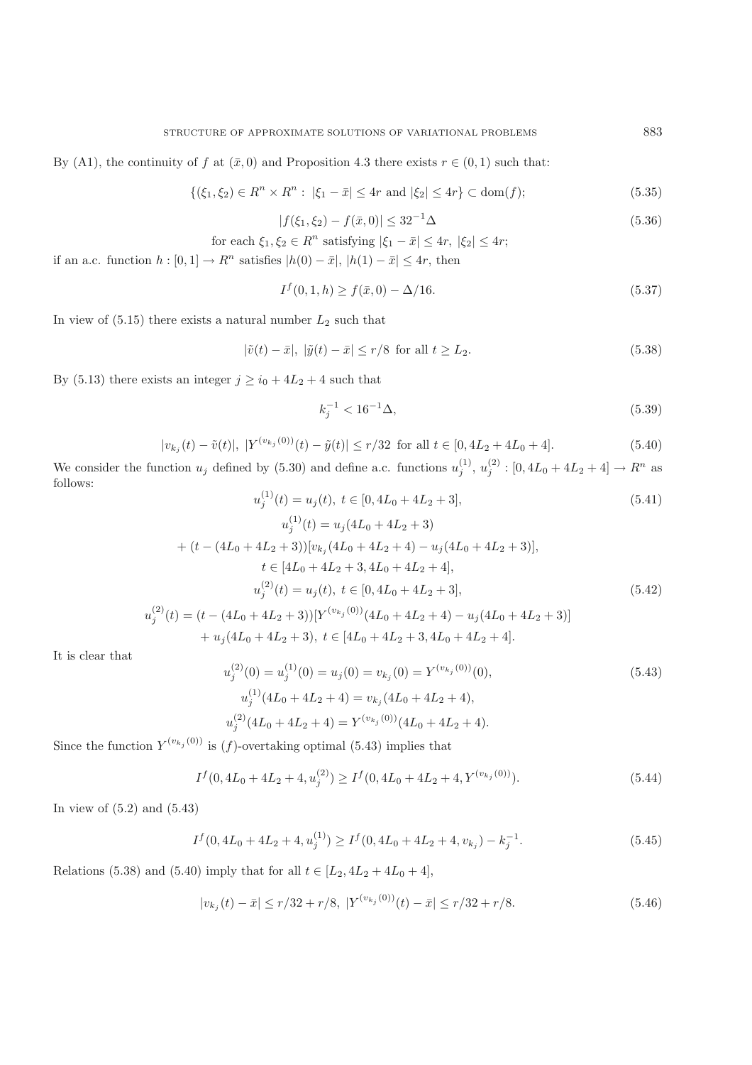By (A1), the continuity of $f$ at $(\bar{x}, 0)$ and Proposition 4.3 there exists $r \in (0,1)$ such that:

$$\{(\xi_1, \xi_2) \in R^n \times R^n : \ |\xi_1 - \bar{x}| \leq 4r \text{ and } |\xi_2| \leq 4r\} \subset \mathrm{dom}(f); \tag{5.35}$$

$$|f(\xi_1, \xi_2) - f(\bar{x}, 0)| \leq 32^{-1}\Delta \tag{5.36}$$

for each $\xi_1, \xi_2 \in R^n$ satisfying $|\xi_1 - \bar{x}| \leq 4r$, $|\xi_2| \leq 4r$;

if an a.c. function $h : [0,1] \to R^n$ satisfies $|h(0) - \bar{x}|$, $|h(1) - \bar{x}| \leq 4r$, then

$$I^f(0, 1, h) \geq f(\bar{x}, 0) - \Delta/16. \tag{5.37}$$

In view of (5.15) there exists a natural number $L_2$ such that

$$|\tilde{v}(t) - \bar{x}|, \ |\tilde{y}(t) - \bar{x}| \leq r/8 \ \text{for all } t \geq L_2. \tag{5.38}$$

By (5.13) there exists an integer $j \geq i_0 + 4L_2 + 4$ such that

$$k_j^{-1} < 16^{-1}\Delta, \tag{5.39}$$

$$|v_{k_j}(t) - \tilde{v}(t)|, \ |Y^{(v_{k_j}(0))}(t) - \tilde{y}(t)| \leq r/32 \ \text{for all } t \in [0, 4L_2 + 4L_0 + 4]. \tag{5.40}$$

We consider the function $u_j$ defined by (5.30) and define a.c. functions $u_j^{(1)}$, $u_j^{(2)} : [0, 4L_0 + 4L_2 + 4] \to R^n$ as follows:

$$u_j^{(1)}(t) = u_j(t), \ t \in [0, 4L_0 + 4L_2 + 3], \tag{5.41}$$

$$u_j^{(1)}(t) = u_j(4L_0 + 4L_2 + 3)$$
$$+ (t - (4L_0 + 4L_2 + 3))[v_{k_j}(4L_0 + 4L_2 + 4) - u_j(4L_0 + 4L_2 + 3)],$$
$$t \in [4L_0 + 4L_2 + 3, 4L_0 + 4L_2 + 4],$$

$$u_j^{(2)}(t) = u_j(t), \ t \in [0, 4L_0 + 4L_2 + 3], \tag{5.42}$$

$$u_j^{(2)}(t) = (t - (4L_0 + 4L_2 + 3))[Y^{(v_{k_j}(0))}(4L_0 + 4L_2 + 4) - u_j(4L_0 + 4L_2 + 3)]$$
$$+ u_j(4L_0 + 4L_2 + 3), \ t \in [4L_0 + 4L_2 + 3, 4L_0 + 4L_2 + 4].$$

It is clear that

$$u_j^{(2)}(0) = u_j^{(1)}(0) = u_j(0) = v_{k_j}(0) = Y^{(v_{k_j}(0))}(0), \tag{5.43}$$
$$u_j^{(1)}(4L_0 + 4L_2 + 4) = v_{k_j}(4L_0 + 4L_2 + 4),$$
$$u_j^{(2)}(4L_0 + 4L_2 + 4) = Y^{(v_{k_j}(0))}(4L_0 + 4L_2 + 4).$$

Since the function $Y^{(v_{k_j}(0))}$ is $(f)$-overtaking optimal (5.43) implies that

$$I^f(0, 4L_0 + 4L_2 + 4, u_j^{(2)}) \geq I^f(0, 4L_0 + 4L_2 + 4, Y^{(v_{k_j}(0))}). \tag{5.44}$$

In view of (5.2) and (5.43)

$$I^f(0, 4L_0 + 4L_2 + 4, u_j^{(1)}) \geq I^f(0, 4L_0 + 4L_2 + 4, v_{k_j}) - k_j^{-1}. \tag{5.45}$$

Relations (5.38) and (5.40) imply that for all $t \in [L_2, 4L_2 + 4L_0 + 4]$,

$$|v_{k_j}(t) - \bar{x}| \leq r/32 + r/8, \ |Y^{(v_{k_j}(0))}(t) - \bar{x}| \leq r/32 + r/8. \tag{5.46}$$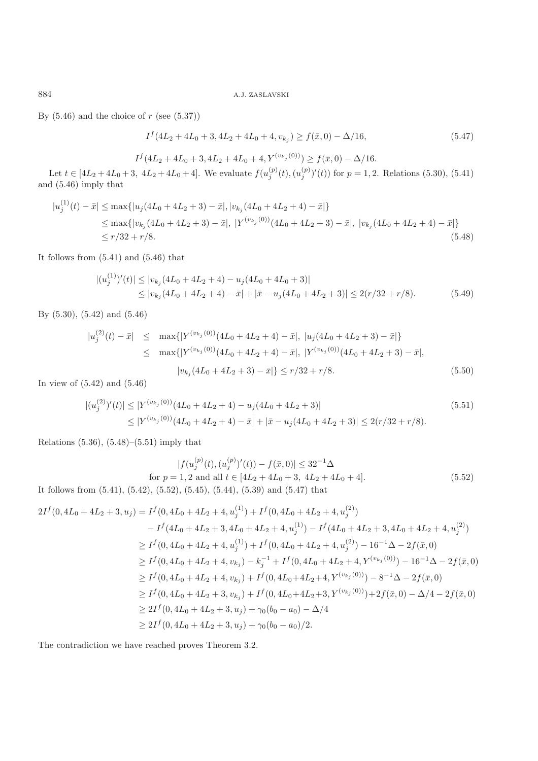By (5.46) and the choice of $r$ (see (5.37))

$$I^f(4L_2 + 4L_0 + 3, 4L_2 + 4L_0 + 4, v_{k_j}) \geq f(\bar{x}, 0) - \Delta/16, \tag{5.47}$$

$$I^f(4L_2 + 4L_0 + 3, 4L_2 + 4L_0 + 4, Y^{(v_{k_j}(0))}) \geq f(\bar{x}, 0) - \Delta/16.$$

Let $t \in [4L_2 + 4L_0 + 3,\ 4L_2 + 4L_0 + 4]$. We evaluate $f(u_j^{(p)}(t), (u_j^{(p)})'(t))$ for $p = 1, 2$. Relations (5.30), (5.41) and (5.46) imply that

$$\begin{aligned}
|u_j^{(1)}(t) - \bar{x}| &\leq \max\{|u_j(4L_0 + 4L_2 + 3) - \bar{x}|, |v_{k_j}(4L_0 + 4L_2 + 4) - \bar{x}|\} \\
&\leq \max\{|v_{k_j}(4L_0 + 4L_2 + 3) - \bar{x}|,\ |Y^{(v_{k_j}(0))}(4L_0 + 4L_2 + 3) - \bar{x}|,\ |v_{k_j}(4L_0 + 4L_2 + 4) - \bar{x}|\} \\
&\leq r/32 + r/8.
\end{aligned} \tag{5.48}$$

It follows from (5.41) and (5.46) that

$$\begin{aligned}
|(u_j^{(1)})'(t)| &\leq |v_{k_j}(4L_0 + 4L_2 + 4) - u_j(4L_0 + 4L_0 + 3)| \\
&\leq |v_{k_j}(4L_0 + 4L_2 + 4) - \bar{x}| + |\bar{x} - u_j(4L_0 + 4L_2 + 3)| \leq 2(r/32 + r/8).
\end{aligned} \tag{5.49}$$

By (5.30), (5.42) and (5.46)

$$\begin{aligned}
|u_j^{(2)}(t) - \bar{x}| &\leq \max\{|Y^{(v_{k_j}(0))}(4L_0 + 4L_2 + 4) - \bar{x}|,\ |u_j(4L_0 + 4L_2 + 3) - \bar{x}|\} \\
&\leq \max\{|Y^{(v_{k_j}(0))}(4L_0 + 4L_2 + 4) - \bar{x}|,\ |Y^{(v_{k_j}(0))}(4L_0 + 4L_2 + 3) - \bar{x}|, \\
&\qquad |v_{k_j}(4L_0 + 4L_2 + 3) - \bar{x}|\} \leq r/32 + r/8.
\end{aligned} \tag{5.50}$$

In view of (5.42) and (5.46)

$$\begin{aligned}
|(u_j^{(2)})'(t)| &\leq |Y^{(v_{k_j}(0))}(4L_0 + 4L_2 + 4) - u_j(4L_0 + 4L_2 + 3)| \\
&\leq |Y^{(v_{k_j}(0))}(4L_0 + 4L_2 + 4) - \bar{x}| + |\bar{x} - u_j(4L_0 + 4L_2 + 3)| \leq 2(r/32 + r/8).
\end{aligned} \tag{5.51}$$

Relations (5.36), (5.48)–(5.51) imply that

$$|f(u_j^{(p)}(t), (u_j^{(p)})'(t)) - f(\bar{x}, 0)| \leq 32^{-1}\Delta$$
$$\text{for } p = 1, 2 \text{ and all } t \in [4L_2 + 4L_0 + 3,\ 4L_2 + 4L_0 + 4]. \tag{5.52}$$

It follows from (5.41), (5.42), (5.52), (5.45), (5.44), (5.39) and (5.47) that

$$\begin{aligned}
2I^f(0, 4L_0 + 4L_2 + 3, u_j) &= I^f(0, 4L_0 + 4L_2 + 4, u_j^{(1)}) + I^f(0, 4L_0 + 4L_2 + 4, u_j^{(2)}) \\
&\quad - I^f(4L_0 + 4L_2 + 3, 4L_0 + 4L_2 + 4, u_j^{(1)}) - I^f(4L_0 + 4L_2 + 3, 4L_0 + 4L_2 + 4, u_j^{(2)}) \\
&\geq I^f(0, 4L_0 + 4L_2 + 4, u_j^{(1)}) + I^f(0, 4L_0 + 4L_2 + 4, u_j^{(2)}) - 16^{-1}\Delta - 2f(\bar{x}, 0) \\
&\geq I^f(0, 4L_0 + 4L_2 + 4, v_{k_j}) - k_j^{-1} + I^f(0, 4L_0 + 4L_2 + 4, Y^{(v_{k_j}(0))}) - 16^{-1}\Delta - 2f(\bar{x}, 0) \\
&\geq I^f(0, 4L_0 + 4L_2 + 4, v_{k_j}) + I^f(0, 4L_0 + 4L_2 + 4, Y^{(v_{k_j}(0))}) - 8^{-1}\Delta - 2f(\bar{x}, 0) \\
&\geq I^f(0, 4L_0 + 4L_2 + 3, v_{k_j}) + I^f(0, 4L_0 + 4L_2 + 3, Y^{(v_{k_j}(0))}) + 2f(\bar{x}, 0) - \Delta/4 - 2f(\bar{x}, 0) \\
&\geq 2I^f(0, 4L_0 + 4L_2 + 3, u_j) + \gamma_0(b_0 - a_0) - \Delta/4 \\
&\geq 2I^f(0, 4L_0 + 4L_2 + 3, u_j) + \gamma_0(b_0 - a_0)/2.
\end{aligned}$$

The contradiction we have reached proves Theorem 3.2.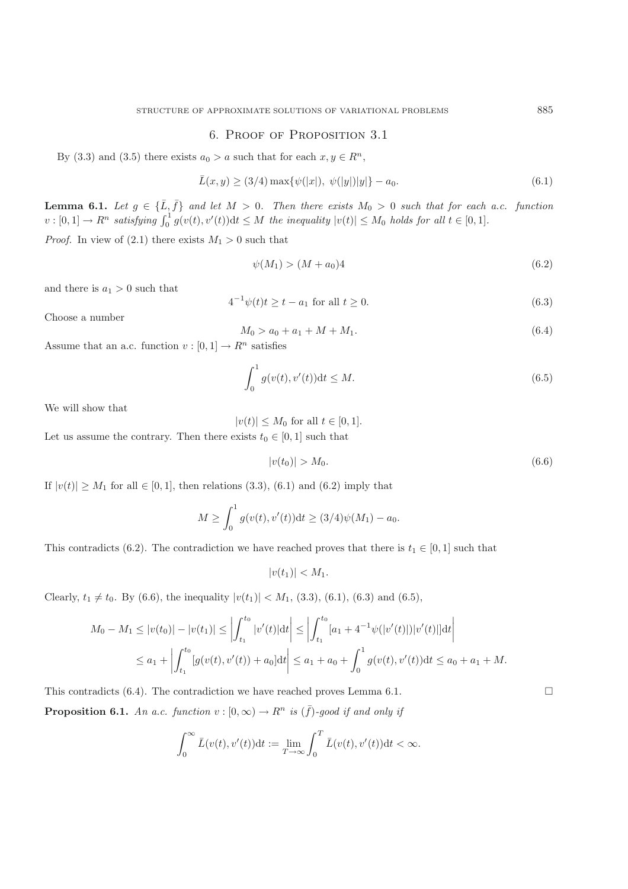## 6. Proof of Proposition 3.1

By (3.3) and (3.5) there exists $a_0 > a$ such that for each $x, y \in R^n$,

$$\bar{L}(x,y) \geq (3/4)\max\{\psi(|x|),\ \psi(|y|)|y|\} - a_0. \tag{6.1}$$

**Lemma 6.1.** *Let $g \in \{\bar{L}, \bar{f}\}$ and let $M > 0$. Then there exists $M_0 > 0$ such that for each a.c. function $v : [0,1] \to R^n$ satisfying $\int_0^1 g(v(t), v'(t))\mathrm{d}t \leq M$ the inequality $|v(t)| \leq M_0$ holds for all $t \in [0,1]$.*

*Proof.* In view of (2.1) there exists $M_1 > 0$ such that

$$\psi(M_1) > (M + a_0)4 \tag{6.2}$$

and there is $a_1 > 0$ such that

$$4^{-1}\psi(t)t \geq t - a_1 \text{ for all } t \geq 0. \tag{6.3}$$

Choose a number

$$M_0 > a_0 + a_1 + M + M_1. \tag{6.4}$$

Assume that an a.c. function $v : [0,1] \to R^n$ satisfies

$$\int_0^1 g(v(t), v'(t))\mathrm{d}t \leq M. \tag{6.5}$$

We will show that

$$|v(t)| \leq M_0 \text{ for all } t \in [0,1].$$

Let us assume the contrary. Then there exists $t_0 \in [0,1]$ such that

$$|v(t_0)| > M_0. \tag{6.6}$$

If $|v(t)| \geq M_1$ for all $\in [0,1]$, then relations (3.3), (6.1) and (6.2) imply that

$$M \geq \int_0^1 g(v(t), v'(t))\mathrm{d}t \geq (3/4)\psi(M_1) - a_0.$$

This contradicts (6.2). The contradiction we have reached proves that there is $t_1 \in [0,1]$ such that

$$|v(t_1)| < M_1.$$

Clearly, $t_1 \neq t_0$. By (6.6), the inequality $|v(t_1)| < M_1$, (3.3), (6.1), (6.3) and (6.5),

$$\begin{aligned}
M_0 - M_1 \leq |v(t_0)| - |v(t_1)| &\leq \left| \int_{t_1}^{t_0} |v'(t)|\mathrm{d}t \right| \leq \left| \int_{t_1}^{t_0} [a_1 + 4^{-1}\psi(|v'(t)|)|v'(t)|]\mathrm{d}t \right| \\
&\leq a_1 + \left| \int_{t_1}^{t_0} [g(v(t), v'(t)) + a_0]\mathrm{d}t \right| \leq a_1 + a_0 + \int_0^1 g(v(t), v'(t))\mathrm{d}t \leq a_0 + a_1 + M.
\end{aligned}$$

This contradicts (6.4). The contradiction we have reached proves Lemma 6.1. □

**Proposition 6.1.** *An a.c. function $v : [0,\infty) \to R^n$ is $(\bar{f})$-good if and only if*

$$\int_0^\infty \bar{L}(v(t), v'(t))\mathrm{d}t := \lim_{T\to\infty} \int_0^T \bar{L}(v(t), v'(t))\mathrm{d}t < \infty.$$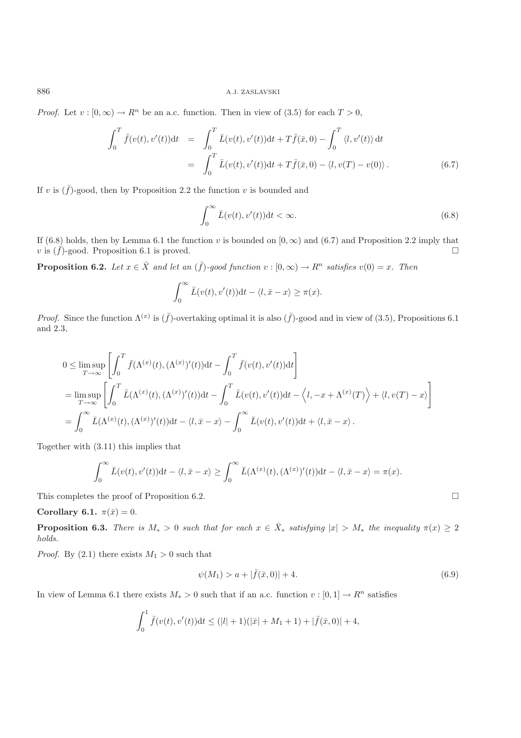*Proof.* Let $v : [0, \infty) \to R^n$ be an a.c. function. Then in view of (3.5) for each $T > 0$,

$$
\begin{aligned}
\int_0^T \bar{f}(v(t), v'(t))\mathrm{d}t &= \int_0^T \bar{L}(v(t), v'(t))\mathrm{d}t + T\bar{f}(\bar{x}, 0) - \int_0^T \langle l, v'(t) \rangle \mathrm{d}t \\
&= \int_0^T \bar{L}(v(t), v'(t))\mathrm{d}t + T\bar{f}(\bar{x}, 0) - \langle l, v(T) - v(0) \rangle . \qquad (6.7)
\end{aligned}
$$

If $v$ is $(\bar{f})$-good, then by Proposition 2.2 the function $v$ is bounded and

$$
\int_0^\infty \bar{L}(v(t), v'(t))\mathrm{d}t < \infty. \qquad (6.8)
$$

If (6.8) holds, then by Lemma 6.1 the function $v$ is bounded on $[0, \infty)$ and (6.7) and Proposition 2.2 imply that $v$ is $(\bar{f})$-good. Proposition 6.1 is proved. $\square$

**Proposition 6.2.** *Let $x \in \bar{X}$ and let an $(\bar{f})$-good function $v : [0, \infty) \to R^n$ satisfies $v(0) = x$. Then*

$$
\int_0^\infty \bar{L}(v(t), v'(t))\mathrm{d}t - \langle l, \bar{x} - x \rangle \geq \pi(x).
$$

*Proof.* Since the function $\Lambda^{(x)}$ is $(\bar{f})$-overtaking optimal it is also $(\bar{f})$-good and in view of (3.5), Propositions 6.1 and 2.3,

$$
\begin{aligned}
0 &\leq \limsup_{T\to\infty} \left[ \int_0^T \bar{f}(\Lambda^{(x)}(t), (\Lambda^{(x)})'(t))\mathrm{d}t - \int_0^T \bar{f}(v(t), v'(t))\mathrm{d}t \right] \\
&= \limsup_{T\to\infty} \left[ \int_0^T \bar{L}(\Lambda^{(x)}(t), (\Lambda^{(x)})'(t))\mathrm{d}t - \int_0^T \bar{L}(v(t), v'(t))\mathrm{d}t - \left\langle l, -x + \Lambda^{(x)}(T) \right\rangle + \langle l, v(T) - x \rangle \right] \\
&= \int_0^\infty \bar{L}(\Lambda^{(x)}(t), (\Lambda^{(x)})'(t))\mathrm{d}t - \langle l, \bar{x} - x \rangle - \int_0^\infty \bar{L}(v(t), v'(t))\mathrm{d}t + \langle l, \bar{x} - x \rangle .
\end{aligned}
$$

Together with (3.11) this implies that

$$
\int_0^\infty \bar{L}(v(t), v'(t))\mathrm{d}t - \langle l, \bar{x} - x \rangle \geq \int_0^\infty \bar{L}(\Lambda^{(x)}(t), (\Lambda^{(x)})'(t))\mathrm{d}t - \langle l, \bar{x} - x \rangle = \pi(x).
$$

This completes the proof of Proposition 6.2. $\square$

**Corollary 6.1.** $\pi(\bar{x}) = 0$.

**Proposition 6.3.** *There is $M_* > 0$ such that for each $x \in \bar{X}_*$ satisfying $|x| > M_*$ the inequality $\pi(x) \geq 2$ holds.*

*Proof.* By (2.1) there exists $M_1 > 0$ such that

$$
\psi(M_1) > a + |\bar{f}(\bar{x}, 0)| + 4. \qquad (6.9)
$$

In view of Lemma 6.1 there exists $M_* > 0$ such that if an a.c. function $v : [0, 1] \to R^n$ satisfies

$$
\int_0^1 \bar{f}(v(t), v'(t))\mathrm{d}t \leq (|l| + 1)(|\bar{x}| + M_1 + 1) + |\bar{f}(\bar{x}, 0)| + 4,
$$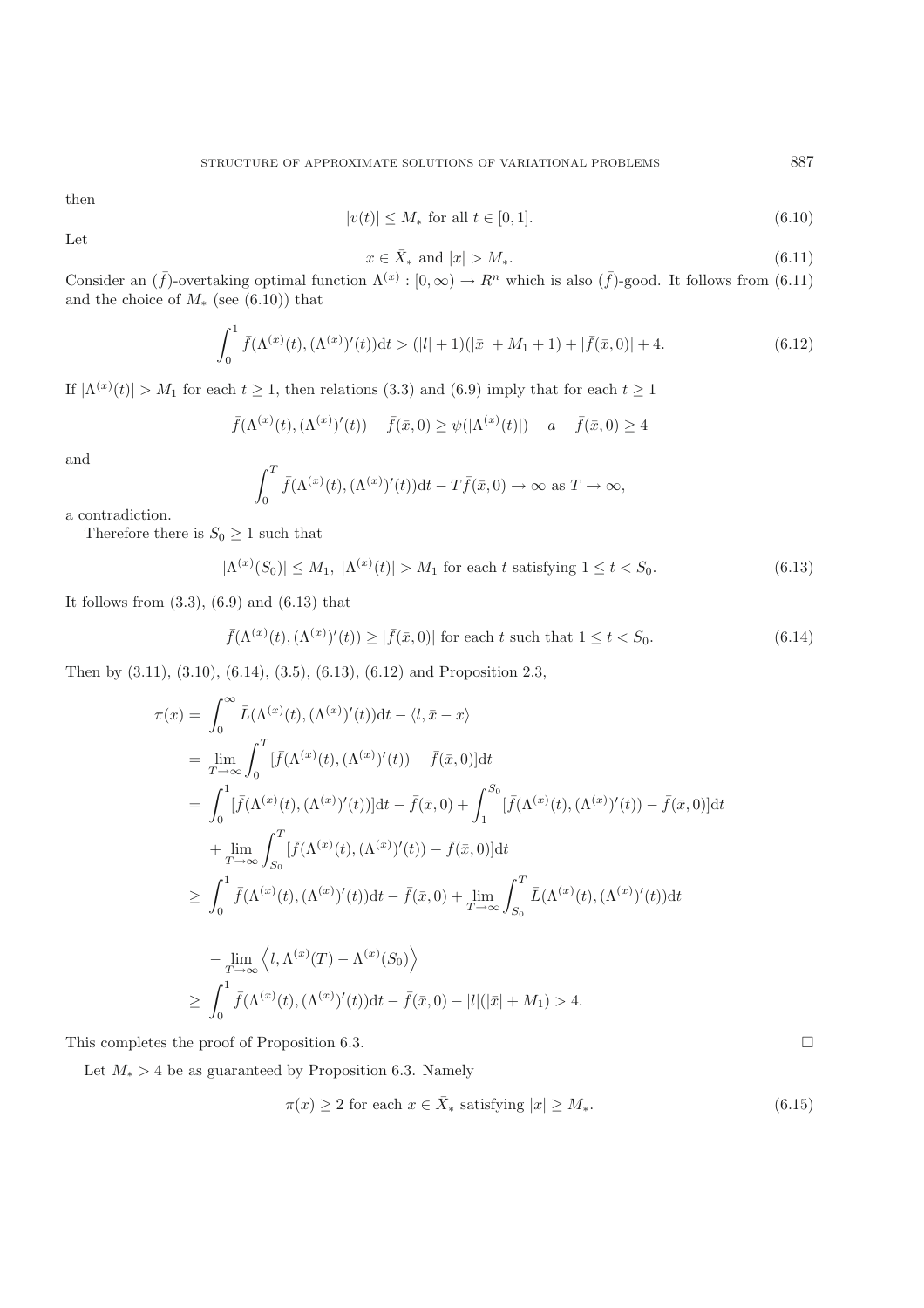then

$$|v(t)| \le M_* \text{ for all } t \in [0,1]. \tag{6.10}$$

Let

$$x \in \bar{X}_* \text{ and } |x| > M_*. \tag{6.11}$$

Consider an $(\bar{f})$-overtaking optimal function $\Lambda^{(x)} : [0,\infty) \to R^n$ which is also $(\bar{f})$-good. It follows from (6.11) and the choice of $M_*$ (see (6.10)) that

$$\int_0^1 \bar{f}(\Lambda^{(x)}(t), (\Lambda^{(x)})'(t))\mathrm{d}t > (|l|+1)(|\bar{x}|+M_1+1) + |\bar{f}(\bar{x},0)| + 4. \tag{6.12}$$

If $|\Lambda^{(x)}(t)| > M_1$ for each $t \ge 1$, then relations (3.3) and (6.9) imply that for each $t \ge 1$

$$\bar{f}(\Lambda^{(x)}(t), (\Lambda^{(x)})'(t)) - \bar{f}(\bar{x},0) \ge \psi(|\Lambda^{(x)}(t)|) - a - \bar{f}(\bar{x},0) \ge 4$$

and

$$\int_0^T \bar{f}(\Lambda^{(x)}(t), (\Lambda^{(x)})'(t))\mathrm{d}t - T\bar{f}(\bar{x},0) \to \infty \text{ as } T \to \infty,$$

a contradiction.

Therefore there is $S_0 \ge 1$ such that

$$|\Lambda^{(x)}(S_0)| \le M_1, \ |\Lambda^{(x)}(t)| > M_1 \text{ for each } t \text{ satisfying } 1 \le t < S_0. \tag{6.13}$$

It follows from (3.3), (6.9) and (6.13) that

$$\bar{f}(\Lambda^{(x)}(t), (\Lambda^{(x)})'(t)) \ge |\bar{f}(\bar{x},0)| \text{ for each } t \text{ such that } 1 \le t < S_0. \tag{6.14}$$

Then by (3.11), (3.10), (6.14), (3.5), (6.13), (6.12) and Proposition 2.3,

$$\begin{aligned}
\pi(x) =& \int_0^\infty \bar{L}(\Lambda^{(x)}(t), (\Lambda^{(x)})'(t))\mathrm{d}t - \langle l, \bar{x} - x\rangle \\
=& \lim_{T\to\infty} \int_0^T [\bar{f}(\Lambda^{(x)}(t), (\Lambda^{(x)})'(t)) - \bar{f}(\bar{x},0)]\mathrm{d}t \\
=& \int_0^1 [\bar{f}(\Lambda^{(x)}(t), (\Lambda^{(x)})'(t))]\mathrm{d}t - \bar{f}(\bar{x},0) + \int_1^{S_0} [\bar{f}(\Lambda^{(x)}(t), (\Lambda^{(x)})'(t)) - \bar{f}(\bar{x},0)]\mathrm{d}t \\
&+ \lim_{T\to\infty} \int_{S_0}^T [\bar{f}(\Lambda^{(x)}(t), (\Lambda^{(x)})'(t)) - \bar{f}(\bar{x},0)]\mathrm{d}t \\
\ge& \int_0^1 \bar{f}(\Lambda^{(x)}(t), (\Lambda^{(x)})'(t))\mathrm{d}t - \bar{f}(\bar{x},0) + \lim_{T\to\infty} \int_{S_0}^T \bar{L}(\Lambda^{(x)}(t), (\Lambda^{(x)})'(t))\mathrm{d}t \\
&- \lim_{T\to\infty} \left\langle l, \Lambda^{(x)}(T) - \Lambda^{(x)}(S_0)\right\rangle \\
\ge& \int_0^1 \bar{f}(\Lambda^{(x)}(t), (\Lambda^{(x)})'(t))\mathrm{d}t - \bar{f}(\bar{x},0) - |l|(|\bar{x}| + M_1) > 4.
\end{aligned}$$

This completes the proof of Proposition 6.3. □

Let $M_* > 4$ be as guaranteed by Proposition 6.3. Namely

$$\pi(x) \ge 2 \text{ for each } x \in \bar{X}_* \text{ satisfying } |x| \ge M_*. \tag{6.15}$$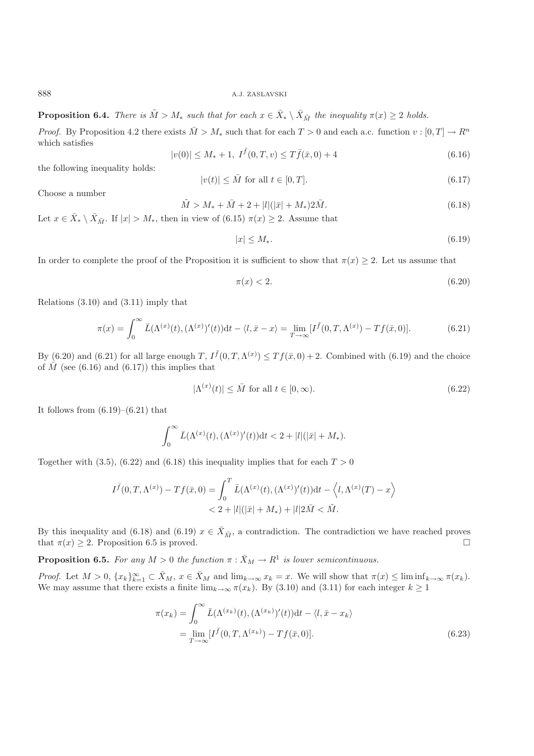**Proposition 6.4.** *There is $\tilde{M} > M_*$ such that for each $x \in \bar{X}_* \setminus \bar{X}_{\tilde{M}}$ the inequality $\pi(x) \geq 2$ holds.*

*Proof.* By Proposition 4.2 there exists $\bar{M} > M_*$ such that for each $T > 0$ and each a.c. function $v : [0,T] \to R^n$ which satisfies

$$|v(0)| \leq M_* + 1, \ I^{\bar{f}}(0,T,v) \leq T\bar{f}(\bar{x},0) + 4 \tag{6.16}$$

the following inequality holds:

$$|v(t)| \leq \bar{M} \text{ for all } t \in [0,T]. \tag{6.17}$$

Choose a number

$$\tilde{M} > M_* + \bar{M} + 2 + |l|(|\bar{x}| + M_*)2\bar{M}. \tag{6.18}$$

Let $x \in \bar{X}_* \setminus \bar{X}_{\tilde{M}}$. If $|x| > M_*$, then in view of (6.15) $\pi(x) \geq 2$. Assume that

$$|x| \leq M_*. \tag{6.19}$$

In order to complete the proof of the Proposition it is sufficient to show that $\pi(x) \geq 2$. Let us assume that

$$\pi(x) < 2. \tag{6.20}$$

Relations (3.10) and (3.11) imply that

$$\pi(x) = \int_0^\infty \bar{L}(\Lambda^{(x)}(t), (\Lambda^{(x)})'(t))\mathrm{d}t - \langle l, \bar{x} - x \rangle = \lim_{T\to\infty} [I^{\bar{f}}(0,T,\Lambda^{(x)}) - Tf(\bar{x},0)]. \tag{6.21}$$

By (6.20) and (6.21) for all large enough $T$, $I^{\bar{f}}(0,T,\Lambda^{(x)}) \leq Tf(\bar{x},0) + 2$. Combined with (6.19) and the choice of $\bar{M}$ (see (6.16) and (6.17)) this implies that

$$|\Lambda^{(x)}(t)| \leq \bar{M} \text{ for all } t \in [0,\infty). \tag{6.22}$$

It follows from (6.19)–(6.21) that

$$\int_0^\infty \bar{L}(\Lambda^{(x)}(t), (\Lambda^{(x)})'(t))\mathrm{d}t < 2 + |l|(|\bar{x}| + M_*).$$

Together with (3.5), (6.22) and (6.18) this inequality implies that for each $T > 0$

$$\begin{aligned} I^{\bar{f}}(0,T,\Lambda^{(x)}) - Tf(\bar{x},0) &= \int_0^T \bar{L}(\Lambda^{(x)}(t), (\Lambda^{(x)})'(t))\mathrm{d}t - \left\langle l, \Lambda^{(x)}(T) - x \right\rangle \\ &< 2 + |l|(|\bar{x}| + M_*) + |l|2\bar{M} < \tilde{M}. \end{aligned}$$

By this inequality and (6.18) and (6.19) $x \in \bar{X}_{\tilde{M}}$, a contradiction. The contradiction we have reached proves that $\pi(x) \geq 2$. Proposition 6.5 is proved. □

**Proposition 6.5.** *For any $M > 0$ the function $\pi : \bar{X}_M \to R^1$ is lower semicontinuous.*

*Proof.* Let $M > 0$, $\{x_k\}_{k=1}^\infty \subset \bar{X}_M$, $x \in \bar{X}_M$ and $\lim_{k\to\infty} x_k = x$. We will show that $\pi(x) \leq \liminf_{k\to\infty} \pi(x_k)$. We may assume that there exists a finite $\lim_{k\to\infty} \pi(x_k)$. By (3.10) and (3.11) for each integer $k \geq 1$

$$\begin{aligned} \pi(x_k) &= \int_0^\infty \bar{L}(\Lambda^{(x_k)}(t), (\Lambda^{(x_k)})'(t))\mathrm{d}t - \langle l, \bar{x} - x_k \rangle \\ &= \lim_{T\to\infty} [I^{\bar{f}}(0,T,\Lambda^{(x_k)}) - Tf(\bar{x},0)]. \end{aligned} \tag{6.23}$$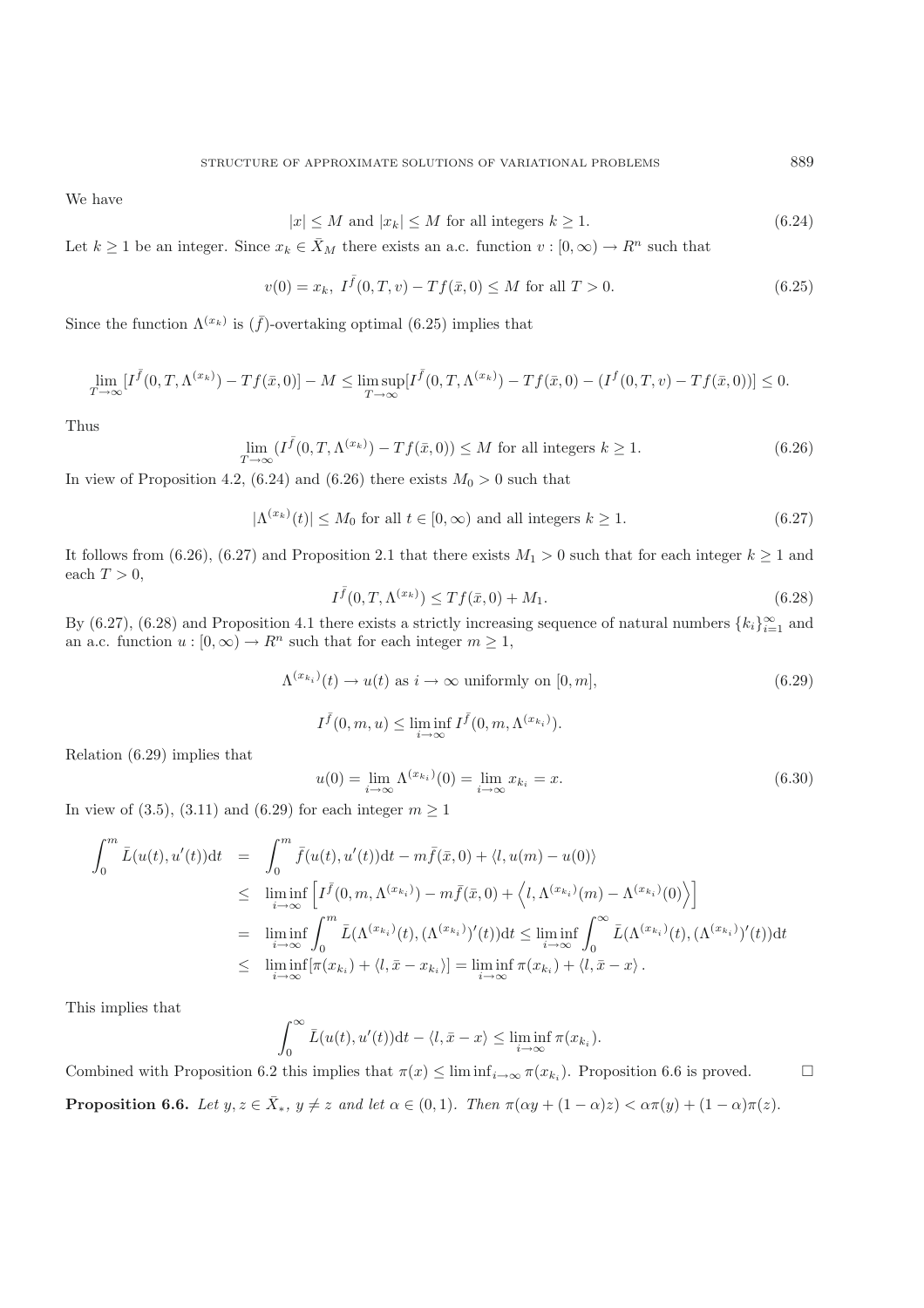We have

$$|x| \le M \text{ and } |x_k| \le M \text{ for all integers } k \ge 1. \tag{6.24}$$

Let $k \ge 1$ be an integer. Since $x_k \in \bar{X}_M$ there exists an a.c. function $v : [0, \infty) \to R^n$ such that

$$v(0) = x_k, \; I^{\bar{f}}(0, T, v) - Tf(\bar{x}, 0) \le M \text{ for all } T > 0. \tag{6.25}$$

Since the function $\Lambda^{(x_k)}$ is $(\bar{f})$-overtaking optimal (6.25) implies that

$$\lim_{T\to\infty}[I^{\bar{f}}(0, T, \Lambda^{(x_k)}) - Tf(\bar{x}, 0)] - M \le \limsup_{T\to\infty}[I^{\bar{f}}(0, T, \Lambda^{(x_k)}) - Tf(\bar{x}, 0) - (I^f(0, T, v) - Tf(\bar{x}, 0))] \le 0.$$

Thus

$$\lim_{T\to\infty}(I^{\bar{f}}(0, T, \Lambda^{(x_k)}) - Tf(\bar{x}, 0)) \le M \text{ for all integers } k \ge 1. \tag{6.26}$$

In view of Proposition 4.2, (6.24) and (6.26) there exists $M_0 > 0$ such that

$$|\Lambda^{(x_k)}(t)| \le M_0 \text{ for all } t \in [0, \infty) \text{ and all integers } k \ge 1. \tag{6.27}$$

It follows from (6.26), (6.27) and Proposition 2.1 that there exists $M_1 > 0$ such that for each integer $k \ge 1$ and each $T > 0$,

$$I^{\bar{f}}(0, T, \Lambda^{(x_k)}) \le Tf(\bar{x}, 0) + M_1. \tag{6.28}$$

By (6.27), (6.28) and Proposition 4.1 there exists a strictly increasing sequence of natural numbers $\{k_i\}_{i=1}^{\infty}$ and an a.c. function $u : [0, \infty) \to R^n$ such that for each integer $m \ge 1$,

$$\Lambda^{(x_{k_i})}(t) \to u(t) \text{ as } i \to \infty \text{ uniformly on } [0, m], \tag{6.29}$$

$$I^{\bar{f}}(0, m, u) \le \liminf_{i\to\infty} I^{\bar{f}}(0, m, \Lambda^{(x_{k_i})}).$$

Relation (6.29) implies that

$$u(0) = \lim_{i\to\infty} \Lambda^{(x_{k_i})}(0) = \lim_{i\to\infty} x_{k_i} = x. \tag{6.30}$$

In view of (3.5), (3.11) and (6.29) for each integer $m \ge 1$

$$\begin{aligned}
\int_0^m \bar{L}(u(t), u'(t))\mathrm{d}t &= \int_0^m \bar{f}(u(t), u'(t))\mathrm{d}t - m\bar{f}(\bar{x}, 0) + \langle l, u(m) - u(0)\rangle \\
&\le \liminf_{i\to\infty}\left[I^{\bar{f}}(0, m, \Lambda^{(x_{k_i})}) - m\bar{f}(\bar{x}, 0) + \left\langle l, \Lambda^{(x_{k_i})}(m) - \Lambda^{(x_{k_i})}(0)\right\rangle\right] \\
&= \liminf_{i\to\infty}\int_0^m \bar{L}(\Lambda^{(x_{k_i})}(t), (\Lambda^{(x_{k_i})})'(t))\mathrm{d}t \le \liminf_{i\to\infty}\int_0^\infty \bar{L}(\Lambda^{(x_{k_i})}(t), (\Lambda^{(x_{k_i})})'(t))\mathrm{d}t \\
&\le \liminf_{i\to\infty}[\pi(x_{k_i}) + \langle l, \bar{x} - x_{k_i}\rangle] = \liminf_{i\to\infty}\pi(x_{k_i}) + \langle l, \bar{x} - x\rangle.
\end{aligned}$$

This implies that

$$\int_0^\infty \bar{L}(u(t), u'(t))\mathrm{d}t - \langle l, \bar{x} - x\rangle \le \liminf_{i\to\infty}\pi(x_{k_i}).$$

Combined with Proposition 6.2 this implies that $\pi(x) \le \liminf_{i\to\infty}\pi(x_{k_i})$. Proposition 6.6 is proved. □

**Proposition 6.6.** *Let $y, z \in \bar{X}_*$, $y \ne z$ and let $\alpha \in (0, 1)$. Then $\pi(\alpha y + (1-\alpha)z) < \alpha\pi(y) + (1-\alpha)\pi(z)$.*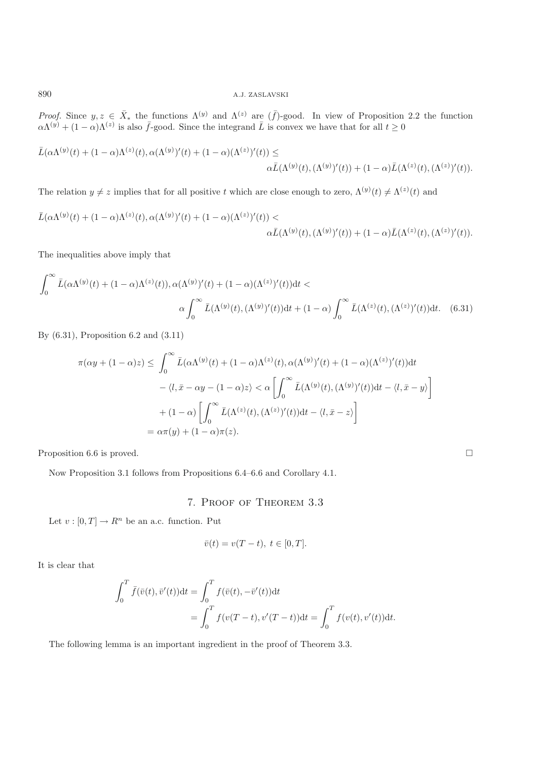*Proof.* Since $y, z \in \bar{X}_*$ the functions $\Lambda^{(y)}$ and $\Lambda^{(z)}$ are $(\bar{f})$-good. In view of Proposition 2.2 the function $\alpha\Lambda^{(y)} + (1-\alpha)\Lambda^{(z)}$ is also $\bar{f}$-good. Since the integrand $\bar{L}$ is convex we have that for all $t \geq 0$

$$\bar{L}(\alpha\Lambda^{(y)}(t) + (1-\alpha)\Lambda^{(z)}(t), \alpha(\Lambda^{(y)})'(t) + (1-\alpha)(\Lambda^{(z)})'(t)) \leq \alpha\bar{L}(\Lambda^{(y)}(t), (\Lambda^{(y)})'(t)) + (1-\alpha)\bar{L}(\Lambda^{(z)}(t), (\Lambda^{(z)})'(t)).$$

The relation $y \neq z$ implies that for all positive $t$ which are close enough to zero, $\Lambda^{(y)}(t) \neq \Lambda^{(z)}(t)$ and

$$\bar{L}(\alpha\Lambda^{(y)}(t) + (1-\alpha)\Lambda^{(z)}(t), \alpha(\Lambda^{(y)})'(t) + (1-\alpha)(\Lambda^{(z)})'(t)) < \alpha\bar{L}(\Lambda^{(y)}(t), (\Lambda^{(y)})'(t)) + (1-\alpha)\bar{L}(\Lambda^{(z)}(t), (\Lambda^{(z)})'(t)).$$

The inequalities above imply that

$$\int_0^\infty \bar{L}(\alpha\Lambda^{(y)}(t) + (1-\alpha)\Lambda^{(z)}(t)), \alpha(\Lambda^{(y)})'(t) + (1-\alpha)(\Lambda^{(z)})'(t))\mathrm{d}t < \alpha\int_0^\infty \bar{L}(\Lambda^{(y)}(t), (\Lambda^{(y)})'(t))\mathrm{d}t + (1-\alpha)\int_0^\infty \bar{L}(\Lambda^{(z)}(t), (\Lambda^{(z)})'(t))\mathrm{d}t. \quad (6.31)$$

By (6.31), Proposition 6.2 and (3.11)

$$\begin{aligned}
\pi(\alpha y + (1-\alpha)z) \leq \; & \int_0^\infty \bar{L}(\alpha\Lambda^{(y)}(t) + (1-\alpha)\Lambda^{(z)}(t), \alpha(\Lambda^{(y)})'(t) + (1-\alpha)(\Lambda^{(z)})'(t))\mathrm{d}t \\
& - \langle l, \bar{x} - \alpha y - (1-\alpha)z\rangle < \alpha\left[\int_0^\infty \bar{L}(\Lambda^{(y)}(t), (\Lambda^{(y)})'(t))\mathrm{d}t - \langle l, \bar{x} - y\rangle\right] \\
& + (1-\alpha)\left[\int_0^\infty \bar{L}(\Lambda^{(z)}(t), (\Lambda^{(z)})'(t))\mathrm{d}t - \langle l, \bar{x} - z\rangle\right] \\
= \; & \alpha\pi(y) + (1-\alpha)\pi(z).
\end{aligned}$$

Proposition 6.6 is proved. □

Now Proposition 3.1 follows from Propositions 6.4–6.6 and Corollary 4.1.

## 7. Proof of Theorem 3.3

Let $v : [0, T] \to R^n$ be an a.c. function. Put

$$\bar{v}(t) = v(T - t), \; t \in [0, T].$$

It is clear that

$$\begin{aligned}
\int_0^T \bar{f}(\bar{v}(t), \bar{v}'(t))\mathrm{d}t &= \int_0^T f(\bar{v}(t), -\bar{v}'(t))\mathrm{d}t \\
&= \int_0^T f(v(T-t), v'(T-t))\mathrm{d}t = \int_0^T f(v(t), v'(t))\mathrm{d}t.
\end{aligned}$$

The following lemma is an important ingredient in the proof of Theorem 3.3.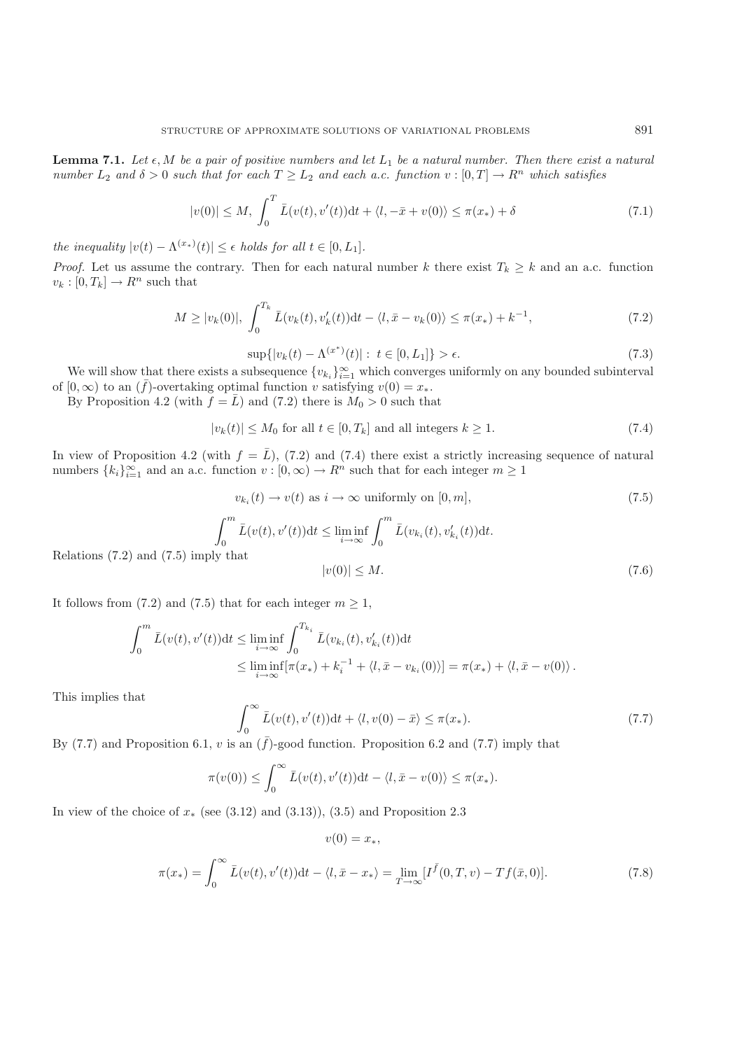**Lemma 7.1.** *Let $\epsilon, M$ be a pair of positive numbers and let $L_1$ be a natural number. Then there exist a natural number $L_2$ and $\delta > 0$ such that for each $T \geq L_2$ and each a.c. function $v : [0, T] \to R^n$ which satisfies*

$$|v(0)| \leq M, \int_0^T \bar{L}(v(t), v'(t))\mathrm{d}t + \langle l, -\bar{x} + v(0)\rangle \leq \pi(x_*) + \delta \tag{7.1}$$

*the inequality $|v(t) - \Lambda^{(x_*)}(t)| \leq \epsilon$ holds for all $t \in [0, L_1]$.*

*Proof.* Let us assume the contrary. Then for each natural number $k$ there exist $T_k \geq k$ and an a.c. function $v_k : [0, T_k] \to R^n$ such that

$$M \geq |v_k(0)|, \int_0^{T_k} \bar{L}(v_k(t), v_k'(t))\mathrm{d}t - \langle l, \bar{x} - v_k(0)\rangle \leq \pi(x_*) + k^{-1}, \tag{7.2}$$

$$\sup\{|v_k(t) - \Lambda^{(x^*)}(t)| : \ t \in [0, L_1]\} > \epsilon. \tag{7.3}$$

We will show that there exists a subsequence $\{v_{k_i}\}_{i=1}^\infty$ which converges uniformly on any bounded subinterval of $[0, \infty)$ to an $(\bar{f})$-overtaking optimal function $v$ satisfying $v(0) = x_*$.

By Proposition 4.2 (with $f = \bar{L}$) and (7.2) there is $M_0 > 0$ such that

$$|v_k(t)| \leq M_0 \text{ for all } t \in [0, T_k] \text{ and all integers } k \geq 1. \tag{7.4}$$

In view of Proposition 4.2 (with $f = \bar{L}$), (7.2) and (7.4) there exist a strictly increasing sequence of natural numbers $\{k_i\}_{i=1}^\infty$ and an a.c. function $v : [0, \infty) \to R^n$ such that for each integer $m \geq 1$

$$v_{k_i}(t) \to v(t) \text{ as } i \to \infty \text{ uniformly on } [0, m], \tag{7.5}$$

$$\int_0^m \bar{L}(v(t), v'(t))\mathrm{d}t \leq \liminf_{i\to\infty} \int_0^m \bar{L}(v_{k_i}(t), v_{k_i}'(t))\mathrm{d}t.$$

Relations (7.2) and (7.5) imply that

$$|v(0)| \leq M. \tag{7.6}$$

It follows from (7.2) and (7.5) that for each integer $m \geq 1$,

$$\begin{aligned}\int_0^m \bar{L}(v(t), v'(t))\mathrm{d}t &\leq \liminf_{i\to\infty} \int_0^{T_{k_i}} \bar{L}(v_{k_i}(t), v_{k_i}'(t))\mathrm{d}t \\ &\leq \liminf_{i\to\infty}[\pi(x_*) + k_i^{-1} + \langle l, \bar{x} - v_{k_i}(0)\rangle] = \pi(x_*) + \langle l, \bar{x} - v(0)\rangle.\end{aligned}$$

This implies that

$$\int_0^\infty \bar{L}(v(t), v'(t))\mathrm{d}t + \langle l, v(0) - \bar{x}\rangle \leq \pi(x_*). \tag{7.7}$$

By (7.7) and Proposition 6.1, $v$ is an $(\bar{f})$-good function. Proposition 6.2 and (7.7) imply that

$$\pi(v(0)) \leq \int_0^\infty \bar{L}(v(t), v'(t))\mathrm{d}t - \langle l, \bar{x} - v(0)\rangle \leq \pi(x_*).$$

In view of the choice of $x_*$ (see (3.12) and (3.13)), (3.5) and Proposition 2.3

$$v(0) = x_*,$$

$$\pi(x_*) = \int_0^\infty \bar{L}(v(t), v'(t))\mathrm{d}t - \langle l, \bar{x} - x_*\rangle = \lim_{T\to\infty}[I^{\bar{f}}(0, T, v) - Tf(\bar{x}, 0)]. \tag{7.8}$$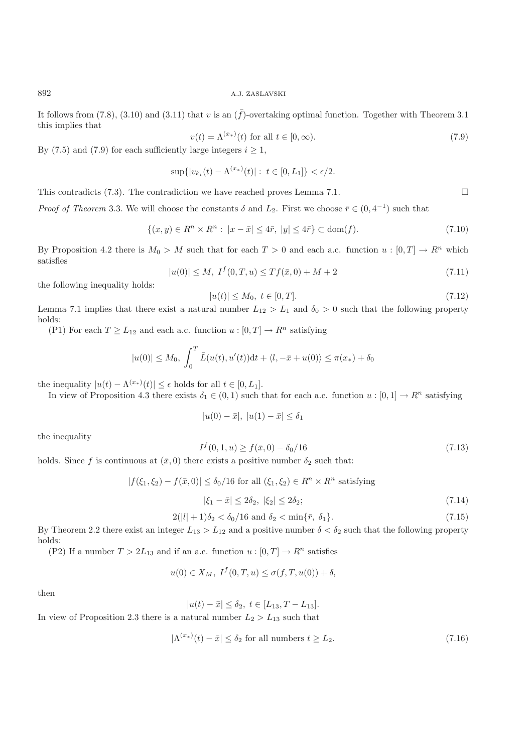It follows from (7.8), (3.10) and (3.11) that $v$ is an $(\bar{f})$-overtaking optimal function. Together with Theorem 3.1 this implies that

$$v(t) = \Lambda^{(x_*)}(t) \text{ for all } t \in [0, \infty). \tag{7.9}$$

By (7.5) and (7.9) for each sufficiently large integers $i \geq 1$,

$$\sup\{|v_{k_i}(t) - \Lambda^{(x_*)}(t)| : \ t \in [0, L_1]\} < \epsilon/2.$$

This contradicts (7.3). The contradiction we have reached proves Lemma 7.1. □

*Proof of Theorem* 3.3. We will choose the constants $\delta$ and $L_2$. First we choose $\bar{r} \in (0, 4^{-1})$ such that

$$\{(x, y) \in R^n \times R^n : \ |x - \bar{x}| \leq 4\bar{r}, \ |y| \leq 4\bar{r}\} \subset \mathrm{dom}(f). \tag{7.10}$$

By Proposition 4.2 there is $M_0 > M$ such that for each $T > 0$ and each a.c. function $u : [0, T] \to R^n$ which satisfies

$$|u(0)| \leq M, \ I^f(0, T, u) \leq Tf(\bar{x}, 0) + M + 2 \tag{7.11}$$

the following inequality holds:

$$|u(t)| \leq M_0, \ t \in [0, T]. \tag{7.12}$$

Lemma 7.1 implies that there exist a natural number $L_{12} > L_1$ and $\delta_0 > 0$ such that the following property holds:

(P1) For each $T \geq L_{12}$ and each a.c. function $u : [0, T] \to R^n$ satisfying

$$|u(0)| \leq M_0, \ \int_0^T \bar{L}(u(t), u'(t))\mathrm{d}t + \langle l, -\bar{x} + u(0)\rangle \leq \pi(x_*) + \delta_0$$

the inequality $|u(t) - \Lambda^{(x_*)}(t)| \leq \epsilon$ holds for all $t \in [0, L_1]$.

In view of Proposition 4.3 there exists $\delta_1 \in (0, 1)$ such that for each a.c. function $u : [0, 1] \to R^n$ satisfying

$$|u(0) - \bar{x}|, \ |u(1) - \bar{x}| \leq \delta_1$$

the inequality

$$I^f(0, 1, u) \geq f(\bar{x}, 0) - \delta_0/16 \tag{7.13}$$

holds. Since $f$ is continuous at $(\bar{x}, 0)$ there exists a positive number $\delta_2$ such that:

$$|f(\xi_1, \xi_2) - f(\bar{x}, 0)| \leq \delta_0/16 \text{ for all } (\xi_1, \xi_2) \in R^n \times R^n \text{ satisfying}$$

$$|\xi_1 - \bar{x}| \leq 2\delta_2, \ |\xi_2| \leq 2\delta_2; \tag{7.14}$$

$$2(|l| + 1)\delta_2 < \delta_0/16 \text{ and } \delta_2 < \min\{\bar{r}, \ \delta_1\}. \tag{7.15}$$

By Theorem 2.2 there exist an integer $L_{13} > L_{12}$ and a positive number $\delta < \delta_2$ such that the following property holds:

(P2) If a number $T > 2L_{13}$ and if an a.c. function $u : [0, T] \to R^n$ satisfies

$$u(0) \in X_M, \ I^f(0, T, u) \leq \sigma(f, T, u(0)) + \delta,$$

then

$$|u(t) - \bar{x}| \leq \delta_2, \ t \in [L_{13}, T - L_{13}].$$

In view of Proposition 2.3 there is a natural number $L_2 > L_{13}$ such that

$$|\Lambda^{(x_*)}(t) - \bar{x}| \leq \delta_2 \text{ for all numbers } t \geq L_2. \tag{7.16}$$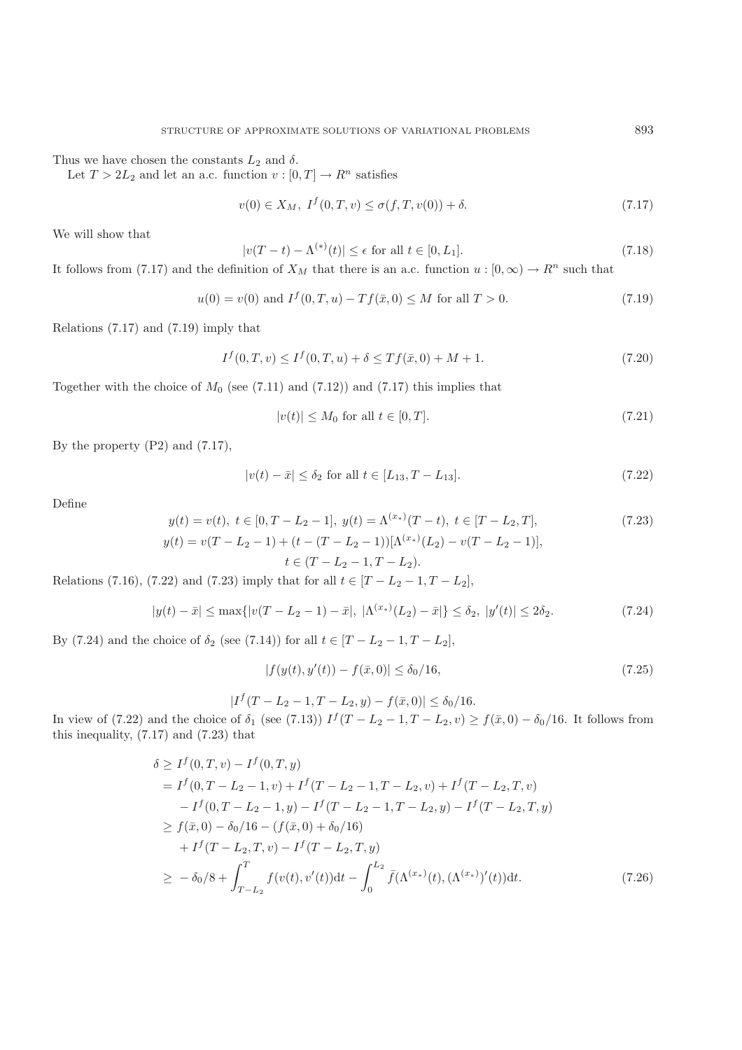Thus we have chosen the constants $L_2$ and $\delta$.

Let $T > 2L_2$ and let an a.c. function $v : [0, T] \to R^n$ satisfies

$$v(0) \in X_M,\ I^f(0, T, v) \leq \sigma(f, T, v(0)) + \delta. \tag{7.17}$$

We will show that

$$|v(T - t) - \Lambda^{(*)}(t)| \leq \epsilon \text{ for all } t \in [0, L_1]. \tag{7.18}$$

It follows from (7.17) and the definition of $X_M$ that there is an a.c. function $u : [0, \infty) \to R^n$ such that

$$u(0) = v(0) \text{ and } I^f(0, T, u) - Tf(\bar{x}, 0) \leq M \text{ for all } T > 0. \tag{7.19}$$

Relations (7.17) and (7.19) imply that

$$I^f(0, T, v) \leq I^f(0, T, u) + \delta \leq Tf(\bar{x}, 0) + M + 1. \tag{7.20}$$

Together with the choice of $M_0$ (see (7.11) and (7.12)) and (7.17) this implies that

$$|v(t)| \leq M_0 \text{ for all } t \in [0, T]. \tag{7.21}$$

By the property (P2) and (7.17),

$$|v(t) - \bar{x}| \leq \delta_2 \text{ for all } t \in [L_{13}, T - L_{13}]. \tag{7.22}$$

Define

$$\begin{gathered} y(t) = v(t),\ t \in [0, T - L_2 - 1],\ y(t) = \Lambda^{(x_*)}(T - t),\ t \in [T - L_2, T], \\ y(t) = v(T - L_2 - 1) + (t - (T - L_2 - 1))[\Lambda^{(x_*)}(L_2) - v(T - L_2 - 1)], \\ t \in (T - L_2 - 1, T - L_2). \end{gathered} \tag{7.23}$$

Relations (7.16), (7.22) and (7.23) imply that for all $t \in [T - L_2 - 1, T - L_2]$,

$$|y(t) - \bar{x}| \leq \max\{|v(T - L_2 - 1) - \bar{x}|,\ |\Lambda^{(x_*)}(L_2) - \bar{x}|\} \leq \delta_2,\ |y'(t)| \leq 2\delta_2. \tag{7.24}$$

By (7.24) and the choice of $\delta_2$ (see (7.14)) for all $t \in [T - L_2 - 1, T - L_2]$,

$$|f(y(t), y'(t)) - f(\bar{x}, 0)| \leq \delta_0/16, \tag{7.25}$$

$$|I^f(T - L_2 - 1, T - L_2, y) - f(\bar{x}, 0)| \leq \delta_0/16.$$

In view of (7.22) and the choice of $\delta_1$ (see (7.13)) $I^f(T - L_2 - 1, T - L_2, v) \geq f(\bar{x}, 0) - \delta_0/16$. It follows from this inequality, (7.17) and (7.23) that

$$\begin{aligned} \delta &\geq I^f(0, T, v) - I^f(0, T, y) \\ &= I^f(0, T - L_2 - 1, v) + I^f(T - L_2 - 1, T - L_2, v) + I^f(T - L_2, T, v) \\ &\quad - I^f(0, T - L_2 - 1, y) - I^f(T - L_2 - 1, T - L_2, y) - I^f(T - L_2, T, y) \\ &\geq f(\bar{x}, 0) - \delta_0/16 - (f(\bar{x}, 0) + \delta_0/16) \\ &\quad + I^f(T - L_2, T, v) - I^f(T - L_2, T, y) \\ &\geq \ -\delta_0/8 + \int_{T - L_2}^{T} f(v(t), v'(t))\mathrm{d}t - \int_0^{L_2} \bar{f}(\Lambda^{(x_*)}(t), (\Lambda^{(x_*)})'(t))\mathrm{d}t. \end{aligned} \tag{7.26}$$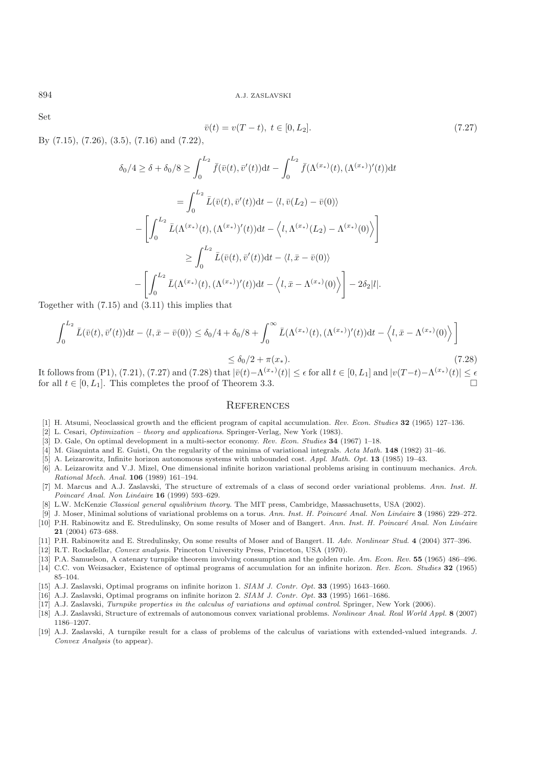Set

$$\bar{v}(t) = v(T-t),\ t \in [0, L_2]. \tag{7.27}$$

By (7.15), (7.26), (3.5), (7.16) and (7.22),

$$\begin{aligned}
\delta_0/4 \geq \delta + \delta_0/8 &\geq \int_0^{L_2} \bar{f}(\bar{v}(t), \bar{v}'(t))\mathrm{d}t - \int_0^{L_2} \bar{f}(\Lambda^{(x_*)}(t), (\Lambda^{(x_*)})'(t))\mathrm{d}t \\
&= \int_0^{L_2} \bar{L}(\bar{v}(t), \bar{v}'(t))\mathrm{d}t - \langle l, \bar{v}(L_2) - \bar{v}(0)\rangle \\
&- \left[\int_0^{L_2} \bar{L}(\Lambda^{(x_*)}(t), (\Lambda^{(x_*)})'(t))\mathrm{d}t - \left\langle l, \Lambda^{(x_*)}(L_2) - \Lambda^{(x_*)}(0)\right\rangle\right] \\
&\geq \int_0^{L_2} \bar{L}(\bar{v}(t), \bar{v}'(t))\mathrm{d}t - \langle l, \bar{x} - \bar{v}(0)\rangle \\
&- \left[\int_0^{L_2} \bar{L}(\Lambda^{(x_*)}(t), (\Lambda^{(x_*)})'(t))\mathrm{d}t - \left\langle l, \bar{x} - \Lambda^{(x_*)}(0)\right\rangle\right] - 2\delta_2|l|.
\end{aligned}$$

Together with (7.15) and (3.11) this implies that

$$\begin{aligned}
\int_0^{L_2} \bar{L}(\bar{v}(t), \bar{v}'(t))\mathrm{d}t - \langle l, \bar{x} - \bar{v}(0)\rangle &\leq \delta_0/4 + \delta_0/8 + \int_0^{\infty} \bar{L}(\Lambda^{(x_*)}(t), (\Lambda^{(x_*)})'(t))\mathrm{d}t - \left\langle l, \bar{x} - \Lambda^{(x_*)}(0)\right\rangle\Big] \\
&\leq \delta_0/2 + \pi(x_*).
\end{aligned} \tag{7.28}$$

It follows from (P1), (7.21), (7.27) and (7.28) that $|\bar{v}(t) - \Lambda^{(x_*)}(t)| \leq \epsilon$ for all $t \in [0, L_1]$ and $|v(T-t) - \Lambda^{(x_*)}(t)| \leq \epsilon$ for all $t \in [0, L_1]$. This completes the proof of Theorem 3.3. □

## References

[1] H. Atsumi, Neoclassical growth and the efficient program of capital accumulation. *Rev. Econ. Studies* **32** (1965) 127–136.

[2] L. Cesari, *Optimization – theory and applications*. Springer-Verlag, New York (1983).

[3] D. Gale, On optimal development in a multi-sector economy. *Rev. Econ. Studies* **34** (1967) 1–18.

[4] M. Giaquinta and E. Guisti, On the regularity of the minima of variational integrals. *Acta Math.* **148** (1982) 31–46.

[5] A. Leizarowitz, Infinite horizon autonomous systems with unbounded cost. *Appl. Math. Opt.* **13** (1985) 19–43.

[6] A. Leizarowitz and V.J. Mizel, One dimensional infinite horizon variational problems arising in continuum mechanics. *Arch. Rational Mech. Anal.* **106** (1989) 161–194.

[7] M. Marcus and A.J. Zaslavski, The structure of extremals of a class of second order variational problems. *Ann. Inst. H. Poincaré Anal. Non Linéaire* **16** (1999) 593–629.

[8] L.W. McKenzie *Classical general equilibrium theory*. The MIT press, Cambridge, Massachusetts, USA (2002).

[9] J. Moser, Minimal solutions of variational problems on a torus. *Ann. Inst. H. Poincaré Anal. Non Linéaire* **3** (1986) 229–272.

[10] P.H. Rabinowitz and E. Stredulinsky, On some results of Moser and of Bangert. *Ann. Inst. H. Poincaré Anal. Non Linéaire* **21** (2004) 673–688.

[11] P.H. Rabinowitz and E. Stredulinsky, On some results of Moser and of Bangert. II. *Adv. Nonlinear Stud.* **4** (2004) 377–396.

[12] R.T. Rockafellar, *Convex analysis*. Princeton University Press, Princeton, USA (1970).

[13] P.A. Samuelson, A catenary turnpike theorem involving consumption and the golden rule. *Am. Econ. Rev.* **55** (1965) 486–496.

[14] C.C. von Weizsacker, Existence of optimal programs of accumulation for an infinite horizon. *Rev. Econ. Studies* **32** (1965) 85–104.

[15] A.J. Zaslavski, Optimal programs on infinite horizon 1. *SIAM J. Contr. Opt.* **33** (1995) 1643–1660.

[16] A.J. Zaslavski, Optimal programs on infinite horizon 2. *SIAM J. Contr. Opt.* **33** (1995) 1661–1686.

[17] A.J. Zaslavski, *Turnpike properties in the calculus of variations and optimal control*. Springer, New York (2006).

[18] A.J. Zaslavski, Structure of extremals of autonomous convex variational problems. *Nonlinear Anal. Real World Appl.* **8** (2007) 1186–1207.

[19] A.J. Zaslavski, A turnpike result for a class of problems of the calculus of variations with extended-valued integrands. *J. Convex Analysis* (to appear).